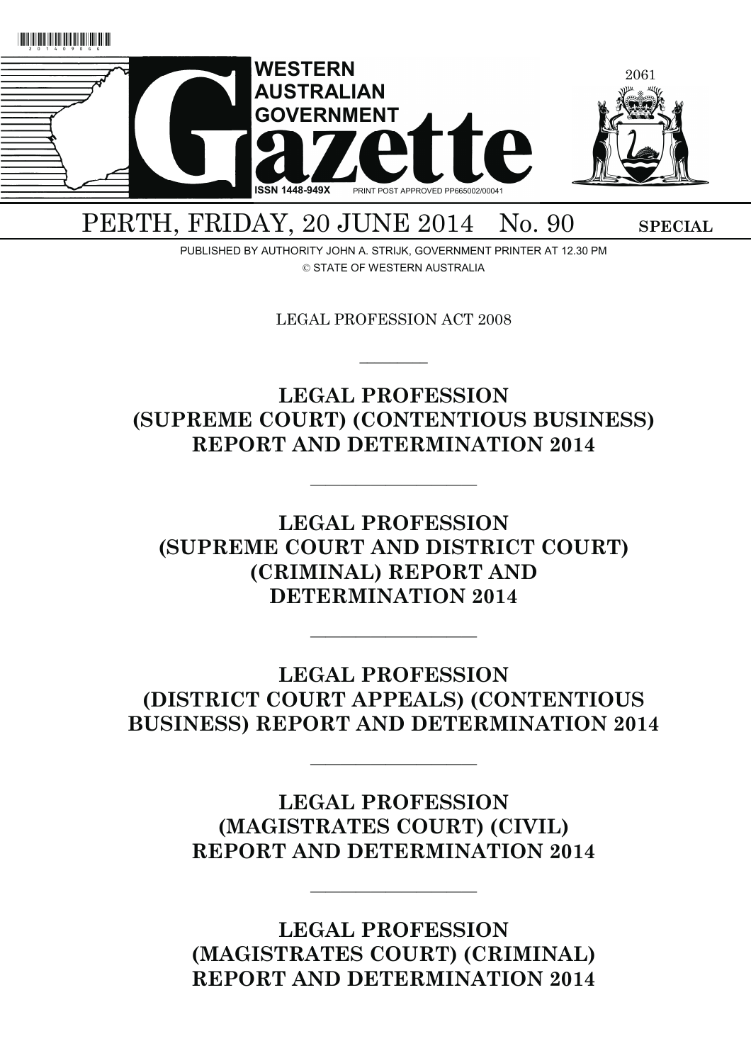# WESTERN AUSTRALIAN GOVERNMENT Gazette

ISSN 1448-949X PRINT POST APPROVED PP665002/00041

PERTH, FRIDAY, 20 JUNE 2014 No. 90 **SPECIAL**

PUBLISHED BY AUTHORITY JOHN A. STRIJK, GOVERNMENT PRINTER AT 12.30 PM
© STATE OF WESTERN AUSTRALIA

LEGAL PROFESSION ACT 2008

---

## LEGAL PROFESSION (SUPREME COURT) (CONTENTIOUS BUSINESS) REPORT AND DETERMINATION 2014

---

## LEGAL PROFESSION (SUPREME COURT AND DISTRICT COURT) (CRIMINAL) REPORT AND DETERMINATION 2014

---

## LEGAL PROFESSION (DISTRICT COURT APPEALS) (CONTENTIOUS BUSINESS) REPORT AND DETERMINATION 2014

---

## LEGAL PROFESSION (MAGISTRATES COURT) (CIVIL) REPORT AND DETERMINATION 2014

---

## LEGAL PROFESSION (MAGISTRATES COURT) (CRIMINAL) REPORT AND DETERMINATION 2014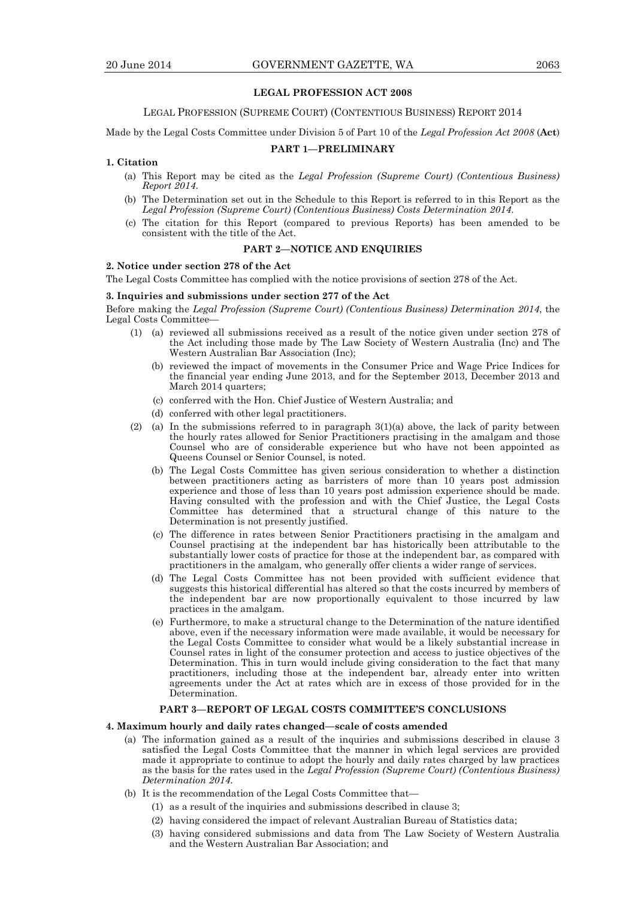**LEGAL PROFESSION ACT 2008**

LEGAL PROFESSION (SUPREME COURT) (CONTENTIOUS BUSINESS) REPORT 2014

Made by the Legal Costs Committee under Division 5 of Part 10 of the *Legal Profession Act 2008* (**Act**)

**PART 1—PRELIMINARY**

**1. Citation**

(a) This Report may be cited as the *Legal Profession (Supreme Court) (Contentious Business) Report 2014*.

(b) The Determination set out in the Schedule to this Report is referred to in this Report as the *Legal Profession (Supreme Court) (Contentious Business) Costs Determination 2014.*

(c) The citation for this Report (compared to previous Reports) has been amended to be consistent with the title of the Act.

**PART 2—NOTICE AND ENQUIRIES**

**2. Notice under section 278 of the Act**

The Legal Costs Committee has complied with the notice provisions of section 278 of the Act.

**3. Inquiries and submissions under section 277 of the Act**

Before making the *Legal Profession (Supreme Court) (Contentious Business) Determination 2014*, the Legal Costs Committee—

(1) (a) reviewed all submissions received as a result of the notice given under section 278 of the Act including those made by The Law Society of Western Australia (Inc) and The Western Australian Bar Association (Inc);

(b) reviewed the impact of movements in the Consumer Price and Wage Price Indices for the financial year ending June 2013, and for the September 2013, December 2013 and March 2014 quarters;

(c) conferred with the Hon. Chief Justice of Western Australia; and

(d) conferred with other legal practitioners.

(2) (a) In the submissions referred to in paragraph 3(1)(a) above, the lack of parity between the hourly rates allowed for Senior Practitioners practising in the amalgam and those Counsel who are of considerable experience but who have not been appointed as Queens Counsel or Senior Counsel, is noted.

(b) The Legal Costs Committee has given serious consideration to whether a distinction between practitioners acting as barristers of more than 10 years post admission experience and those of less than 10 years post admission experience should be made. Having consulted with the profession and with the Chief Justice, the Legal Costs Committee has determined that a structural change of this nature to the Determination is not presently justified.

(c) The difference in rates between Senior Practitioners practising in the amalgam and Counsel practising at the independent bar has historically been attributable to the substantially lower costs of practice for those at the independent bar, as compared with practitioners in the amalgam, who generally offer clients a wider range of services.

(d) The Legal Costs Committee has not been provided with sufficient evidence that suggests this historical differential has altered so that the costs incurred by members of the independent bar are now proportionally equivalent to those incurred by law practices in the amalgam.

(e) Furthermore, to make a structural change to the Determination of the nature identified above, even if the necessary information were made available, it would be necessary for the Legal Costs Committee to consider what would be a likely substantial increase in Counsel rates in light of the consumer protection and access to justice objectives of the Determination. This in turn would include giving consideration to the fact that many practitioners, including those at the independent bar, already enter into written agreements under the Act at rates which are in excess of those provided for in the Determination.

**PART 3—REPORT OF LEGAL COSTS COMMITTEE'S CONCLUSIONS**

**4. Maximum hourly and daily rates changed—scale of costs amended**

(a) The information gained as a result of the inquiries and submissions described in clause 3 satisfied the Legal Costs Committee that the manner in which legal services are provided made it appropriate to continue to adopt the hourly and daily rates charged by law practices as the basis for the rates used in the *Legal Profession (Supreme Court) (Contentious Business) Determination 2014.*

(b) It is the recommendation of the Legal Costs Committee that—

(1) as a result of the inquiries and submissions described in clause 3;

(2) having considered the impact of relevant Australian Bureau of Statistics data;

(3) having considered submissions and data from The Law Society of Western Australia and the Western Australian Bar Association; and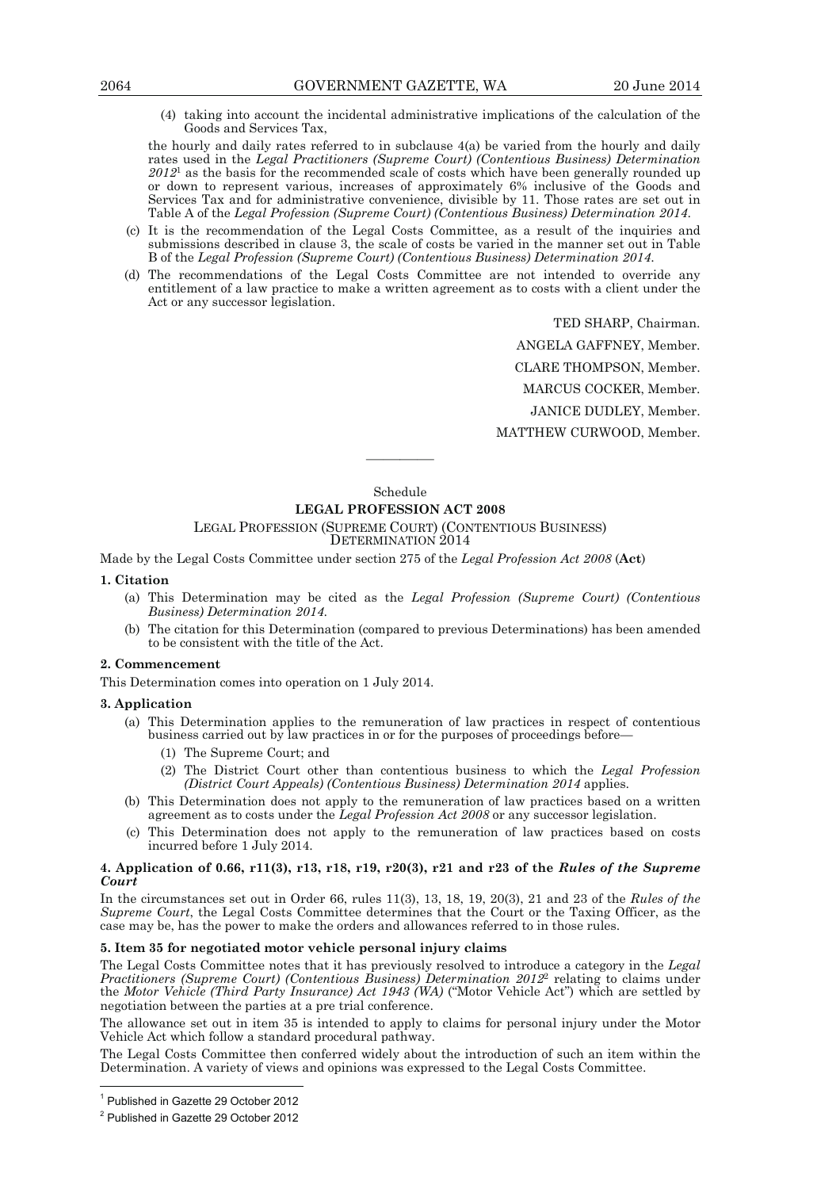(4) taking into account the incidental administrative implications of the calculation of the Goods and Services Tax,

the hourly and daily rates referred to in subclause 4(a) be varied from the hourly and daily rates used in the *Legal Practitioners (Supreme Court) (Contentious Business) Determination 2012*[1] as the basis for the recommended scale of costs which have been generally rounded up or down to represent various, increases of approximately 6% inclusive of the Goods and Services Tax and for administrative convenience, divisible by 11. Those rates are set out in Table A of the *Legal Profession (Supreme Court) (Contentious Business) Determination 2014*.

(c) It is the recommendation of the Legal Costs Committee, as a result of the inquiries and submissions described in clause 3, the scale of costs be varied in the manner set out in Table B of the *Legal Profession (Supreme Court) (Contentious Business) Determination 2014*.

(d) The recommendations of the Legal Costs Committee are not intended to override any entitlement of a law practice to make a written agreement as to costs with a client under the Act or any successor legislation.

TED SHARP, Chairman.
ANGELA GAFFNEY, Member.
CLARE THOMPSON, Member.
MARCUS COCKER, Member.
JANICE DUDLEY, Member.
MATTHEW CURWOOD, Member.

---

Schedule

**LEGAL PROFESSION ACT 2008**

LEGAL PROFESSION (SUPREME COURT) (CONTENTIOUS BUSINESS) DETERMINATION 2014

Made by the Legal Costs Committee under section 275 of the *Legal Profession Act 2008* (**Act**)

**1. Citation**

(a) This Determination may be cited as the *Legal Profession (Supreme Court) (Contentious Business) Determination 2014*.

(b) The citation for this Determination (compared to previous Determinations) has been amended to be consistent with the title of the Act.

**2. Commencement**

This Determination comes into operation on 1 July 2014.

**3. Application**

(a) This Determination applies to the remuneration of law practices in respect of contentious business carried out by law practices in or for the purposes of proceedings before—

(1) The Supreme Court; and

(2) The District Court other than contentious business to which the *Legal Profession (District Court Appeals) (Contentious Business) Determination 2014* applies.

(b) This Determination does not apply to the remuneration of law practices based on a written agreement as to costs under the *Legal Profession Act 2008* or any successor legislation.

(c) This Determination does not apply to the remuneration of law practices based on costs incurred before 1 July 2014.

**4. Application of 0.66, r11(3), r13, r18, r19, r20(3), r21 and r23 of the *Rules of the Supreme Court***

In the circumstances set out in Order 66, rules 11(3), 13, 18, 19, 20(3), 21 and 23 of the *Rules of the Supreme Court*, the Legal Costs Committee determines that the Court or the Taxing Officer, as the case may be, has the power to make the orders and allowances referred to in those rules.

**5. Item 35 for negotiated motor vehicle personal injury claims**

The Legal Costs Committee notes that it has previously resolved to introduce a category in the *Legal Practitioners (Supreme Court) (Contentious Business) Determination 2012*[2] relating to claims under the *Motor Vehicle (Third Party Insurance) Act 1943 (WA)* ("Motor Vehicle Act") which are settled by negotiation between the parties at a pre trial conference.

The allowance set out in item 35 is intended to apply to claims for personal injury under the Motor Vehicle Act which follow a standard procedural pathway.

The Legal Costs Committee then conferred widely about the introduction of such an item within the Determination. A variety of views and opinions was expressed to the Legal Costs Committee.

---

[1] Published in Gazette 29 October 2012

[2] Published in Gazette 29 October 2012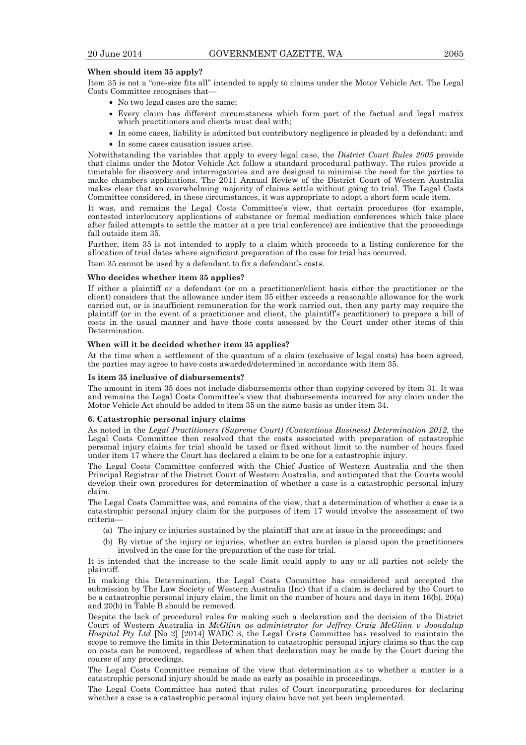**When should item 35 apply?**

Item 35 is not a "one-size fits all" intended to apply to claims under the Motor Vehicle Act. The Legal Costs Committee recognises that—

- No two legal cases are the same;
- Every claim has different circumstances which form part of the factual and legal matrix which practitioners and clients must deal with;
- In some cases, liability is admitted but contributory negligence is pleaded by a defendant; and
- In some cases causation issues arise.

Notwithstanding the variables that apply to every legal case, the *District Court Rules 2005* provide that claims under the Motor Vehicle Act follow a standard procedural pathway. The rules provide a timetable for discovery and interrogatories and are designed to minimise the need for the parties to make chambers applications. The 2011 Annual Review of the District Court of Western Australia makes clear that an overwhelming majority of claims settle without going to trial. The Legal Costs Committee considered, in these circumstances, it was appropriate to adopt a short form scale item.

It was, and remains the Legal Costs Committee's view, that certain procedures (for example, contested interlocutory applications of substance or formal mediation conferences which take place after failed attempts to settle the matter at a pre trial conference) are indicative that the proceedings fall outside item 35.

Further, item 35 is not intended to apply to a claim which proceeds to a listing conference for the allocation of trial dates where significant preparation of the case for trial has occurred.

Item 35 cannot be used by a defendant to fix a defendant's costs.

**Who decides whether item 35 applies?**

If either a plaintiff or a defendant (or on a practitioner/client basis either the practitioner or the client) considers that the allowance under item 35 either exceeds a reasonable allowance for the work carried out, or is insufficient remuneration for the work carried out, then any party may require the plaintiff (or in the event of a practitioner and client, the plaintiff's practitioner) to prepare a bill of costs in the usual manner and have those costs assessed by the Court under other items of this Determination.

**When will it be decided whether item 35 applies?**

At the time when a settlement of the quantum of a claim (exclusive of legal costs) has been agreed, the parties may agree to have costs awarded/determined in accordance with item 35.

**Is item 35 inclusive of disbursements?**

The amount in item 35 does not include disbursements other than copying covered by item 31. It was and remains the Legal Costs Committee's view that disbursements incurred for any claim under the Motor Vehicle Act should be added to item 35 on the same basis as under item 34.

**6. Catastrophic personal injury claims**

As noted in the *Legal Practitioners (Supreme Court) (Contentious Business) Determination 2012*, the Legal Costs Committee then resolved that the costs associated with preparation of catastrophic personal injury claims for trial should be taxed or fixed without limit to the number of hours fixed under item 17 where the Court has declared a claim to be one for a catastrophic injury.

The Legal Costs Committee conferred with the Chief Justice of Western Australia and the then Principal Registrar of the District Court of Western Australia, and anticipated that the Courts would develop their own procedures for determination of whether a case is a catastrophic personal injury claim.

The Legal Costs Committee was, and remains of the view, that a determination of whether a case is a catastrophic personal injury claim for the purposes of item 17 would involve the assessment of two criteria—

(a) The injury or injuries sustained by the plaintiff that are at issue in the proceedings; and

(b) By virtue of the injury or injuries, whether an extra burden is placed upon the practitioners involved in the case for the preparation of the case for trial.

It is intended that the increase to the scale limit could apply to any or all parties not solely the plaintiff.

In making this Determination, the Legal Costs Committee has considered and accepted the submission by The Law Society of Western Australia (Inc) that if a claim is declared by the Court to be a catastrophic personal injury claim, the limit on the number of hours and days in item 16(b), 20(a) and 20(b) in Table B should be removed.

Despite the lack of procedural rules for making such a declaration and the decision of the District Court of Western Australia in *McGlinn as administrator for Jeffrey Craig McGlinn v Joondalup Hospital Pty Ltd* [No 2] [2014] WADC 3, the Legal Costs Committee has resolved to maintain the scope to remove the limits in this Determination to catastrophic personal injury claims so that the cap on costs can be removed, regardless of when that declaration may be made by the Court during the course of any proceedings.

The Legal Costs Committee remains of the view that determination as to whether a matter is a catastrophic personal injury should be made as early as possible in proceedings.

The Legal Costs Committee has noted that rules of Court incorporating procedures for declaring whether a case is a catastrophic personal injury claim have not yet been implemented.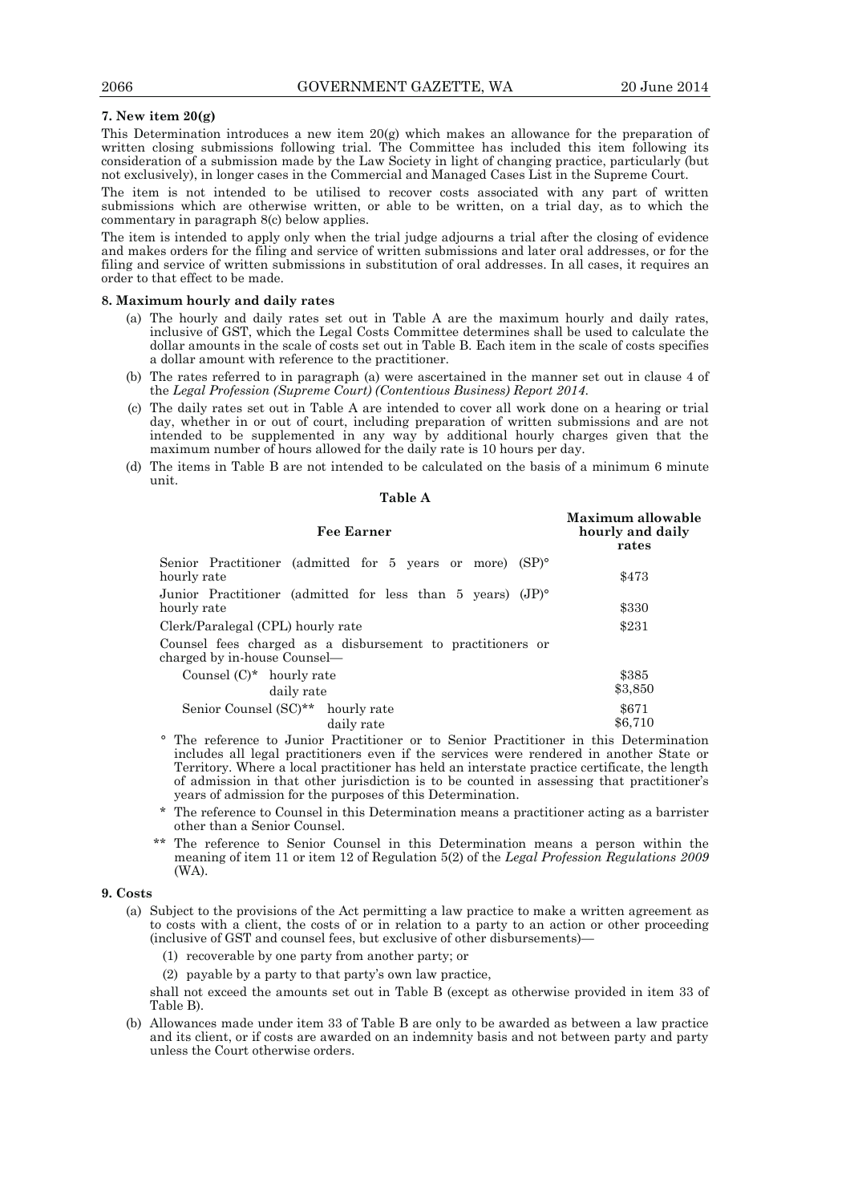**7. New item 20(g)**

This Determination introduces a new item 20(g) which makes an allowance for the preparation of written closing submissions following trial. The Committee has included this item following its consideration of a submission made by the Law Society in light of changing practice, particularly (but not exclusively), in longer cases in the Commercial and Managed Cases List in the Supreme Court.

The item is not intended to be utilised to recover costs associated with any part of written submissions which are otherwise written, or able to be written, on a trial day, as to which the commentary in paragraph 8(c) below applies.

The item is intended to apply only when the trial judge adjourns a trial after the closing of evidence and makes orders for the filing and service of written submissions and later oral addresses, or for the filing and service of written submissions in substitution of oral addresses. In all cases, it requires an order to that effect to be made.

**8. Maximum hourly and daily rates**

(a) The hourly and daily rates set out in Table A are the maximum hourly and daily rates, inclusive of GST, which the Legal Costs Committee determines shall be used to calculate the dollar amounts in the scale of costs set out in Table B. Each item in the scale of costs specifies a dollar amount with reference to the practitioner.

(b) The rates referred to in paragraph (a) were ascertained in the manner set out in clause 4 of the *Legal Profession (Supreme Court) (Contentious Business) Report 2014*.

(c) The daily rates set out in Table A are intended to cover all work done on a hearing or trial day, whether in or out of court, including preparation of written submissions and are not intended to be supplemented in any way by additional hourly charges given that the maximum number of hours allowed for the daily rate is 10 hours per day.

(d) The items in Table B are not intended to be calculated on the basis of a minimum 6 minute unit.

**Table A**

| Fee Earner | Maximum allowable hourly and daily rates |
|---|---|
| Senior Practitioner (admitted for 5 years or more) (SP)° hourly rate | \$473 |
| Junior Practitioner (admitted for less than 5 years) (JP)° hourly rate | \$330 |
| Clerk/Paralegal (CPL) hourly rate | \$231 |
| Counsel fees charged as a disbursement to practitioners or charged by in-house Counsel— | |
| Counsel (C)* hourly rate | \$385 |
| daily rate | \$3,850 |
| Senior Counsel (SC)** hourly rate | \$671 |
| daily rate | \$6,710 |

° The reference to Junior Practitioner or to Senior Practitioner in this Determination includes all legal practitioners even if the services were rendered in another State or Territory. Where a local practitioner has held an interstate practice certificate, the length of admission in that other jurisdiction is to be counted in assessing that practitioner's years of admission for the purposes of this Determination.

\* The reference to Counsel in this Determination means a practitioner acting as a barrister other than a Senior Counsel.

\*\* The reference to Senior Counsel in this Determination means a person within the meaning of item 11 or item 12 of Regulation 5(2) of the *Legal Profession Regulations 2009* (WA).

**9. Costs**

(a) Subject to the provisions of the Act permitting a law practice to make a written agreement as to costs with a client, the costs of or in relation to a party to an action or other proceeding (inclusive of GST and counsel fees, but exclusive of other disbursements)—

(1) recoverable by one party from another party; or

(2) payable by a party to that party's own law practice,

shall not exceed the amounts set out in Table B (except as otherwise provided in item 33 of Table B).

(b) Allowances made under item 33 of Table B are only to be awarded as between a law practice and its client, or if costs are awarded on an indemnity basis and not between party and party unless the Court otherwise orders.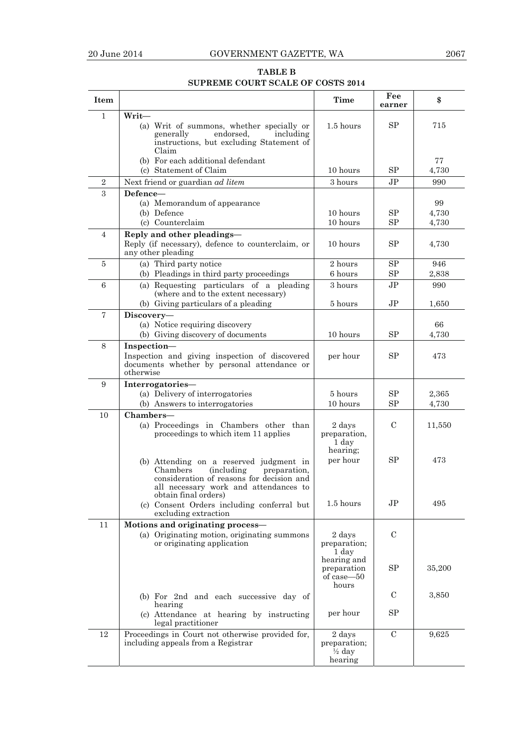**TABLE B**

**SUPREME COURT SCALE OF COSTS 2014**

| Item | | Time | Fee earner | $ |
|---|---|---|---|---|
| 1 | **Writ—** | | | |
| | (a) Writ of summons, whether specially or generally endorsed, including instructions, but excluding Statement of Claim | 1.5 hours | SP | 715 |
| | (b) For each additional defendant | | | 77 |
| | (c) Statement of Claim | 10 hours | SP | 4,730 |
| 2 | Next friend or guardian *ad litem* | 3 hours | JP | 990 |
| 3 | **Defence—** | | | |
| | (a) Memorandum of appearance | | | 99 |
| | (b) Defence | 10 hours | SP | 4,730 |
| | (c) Counterclaim | 10 hours | SP | 4,730 |
| 4 | **Reply and other pleadings—** | | | |
| | Reply (if necessary), defence to counterclaim, or any other pleading | 10 hours | SP | 4,730 |
| 5 | (a) Third party notice | 2 hours | SP | 946 |
| | (b) Pleadings in third party proceedings | 6 hours | SP | 2,838 |
| 6 | (a) Requesting particulars of a pleading (where and to the extent necessary) | 3 hours | JP | 990 |
| | (b) Giving particulars of a pleading | 5 hours | JP | 1,650 |
| 7 | **Discovery—** | | | |
| | (a) Notice requiring discovery | | | 66 |
| | (b) Giving discovery of documents | 10 hours | SP | 4,730 |
| 8 | **Inspection—** | | | |
| | Inspection and giving inspection of discovered documents whether by personal attendance or otherwise | per hour | SP | 473 |
| 9 | **Interrogatories—** | | | |
| | (a) Delivery of interrogatories | 5 hours | SP | 2,365 |
| | (b) Answers to interrogatories | 10 hours | SP | 4,730 |
| 10 | **Chambers—** | | | |
| | (a) Proceedings in Chambers other than proceedings to which item 11 applies | 2 days preparation, 1 day hearing; | C | 11,550 |
| | (b) Attending on a reserved judgment in Chambers (including preparation, consideration of reasons for decision and all necessary work and attendances to obtain final orders) | per hour | SP | 473 |
| | (c) Consent Orders including conferral but excluding extraction | 1.5 hours | JP | 495 |
| 11 | **Motions and originating process—** | | | |
| | (a) Originating motion, originating summons or originating application | 2 days preparation; 1 day hearing and | C | |
| | | preparation of case—50 hours | SP | 35,200 |
| | (b) For 2nd and each successive day of hearing | | C | 3,850 |
| | (c) Attendance at hearing by instructing legal practitioner | per hour | SP | |
| 12 | Proceedings in Court not otherwise provided for, including appeals from a Registrar | 2 days preparation; ½ day hearing | C | 9,625 |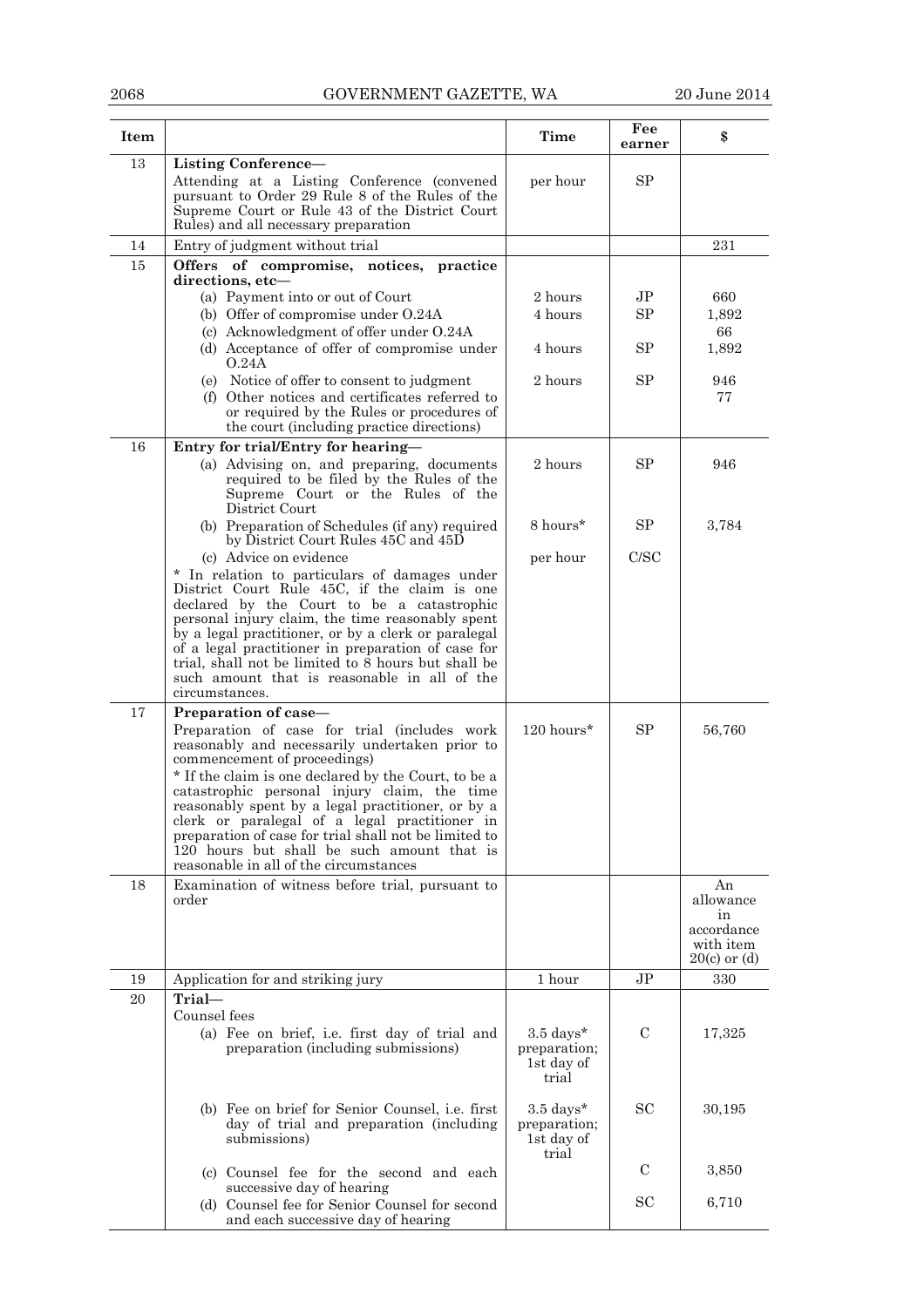| Item | | Time | Fee earner | $ |
|---|---|---|---|---|
| 13 | **Listing Conference—** Attending at a Listing Conference (convened pursuant to Order 29 Rule 8 of the Rules of the Supreme Court or Rule 43 of the District Court Rules) and all necessary preparation | per hour | SP | |
| 14 | Entry of judgment without trial | | | 231 |
| 15 | **Offers of compromise, notices, practice directions, etc—** | | | |
| | (a) Payment into or out of Court | 2 hours | JP | 660 |
| | (b) Offer of compromise under O.24A | 4 hours | SP | 1,892 |
| | (c) Acknowledgment of offer under O.24A | | | 66 |
| | (d) Acceptance of offer of compromise under O.24A | 4 hours | SP | 1,892 |
| | (e) Notice of offer to consent to judgment | 2 hours | SP | 946 |
| | (f) Other notices and certificates referred to or required by the Rules or procedures of the court (including practice directions) | | | 77 |
| 16 | **Entry for trial/Entry for hearing—** | | | |
| | (a) Advising on, and preparing, documents required to be filed by the Rules of the Supreme Court or the Rules of the District Court | 2 hours | SP | 946 |
| | (b) Preparation of Schedules (if any) required by District Court Rules 45C and 45D | 8 hours* | SP | 3,784 |
| | (c) Advice on evidence | per hour | C/SC | |
| | * In relation to particulars of damages under District Court Rule 45C, if the claim is one declared by the Court to be a catastrophic personal injury claim, the time reasonably spent by a legal practitioner, or by a clerk or paralegal of a legal practitioner in preparation of case for trial, shall not be limited to 8 hours but shall be such amount that is reasonable in all of the circumstances. | | | |
| 17 | **Preparation of case—** Preparation of case for trial (includes work reasonably and necessarily undertaken prior to commencement of proceedings) | 120 hours* | SP | 56,760 |
| | * If the claim is one declared by the Court, to be a catastrophic personal injury claim, the time reasonably spent by a legal practitioner, or by a clerk or paralegal of a legal practitioner in preparation of case for trial shall not be limited to 120 hours but shall be such amount that is reasonable in all of the circumstances | | | |
| 18 | Examination of witness before trial, pursuant to order | | | An allowance in accordance with item 20(c) or (d) |
| 19 | Application for and striking jury | 1 hour | JP | 330 |
| 20 | **Trial—** Counsel fees | | | |
| | (a) Fee on brief, i.e. first day of trial and preparation (including submissions) | 3.5 days* preparation; 1st day of trial | C | 17,325 |
| | (b) Fee on brief for Senior Counsel, i.e. first day of trial and preparation (including submissions) | 3.5 days* preparation; 1st day of trial | SC | 30,195 |
| | (c) Counsel fee for the second and each successive day of hearing | | C | 3,850 |
| | (d) Counsel fee for Senior Counsel for second and each successive day of hearing | | SC | 6,710 |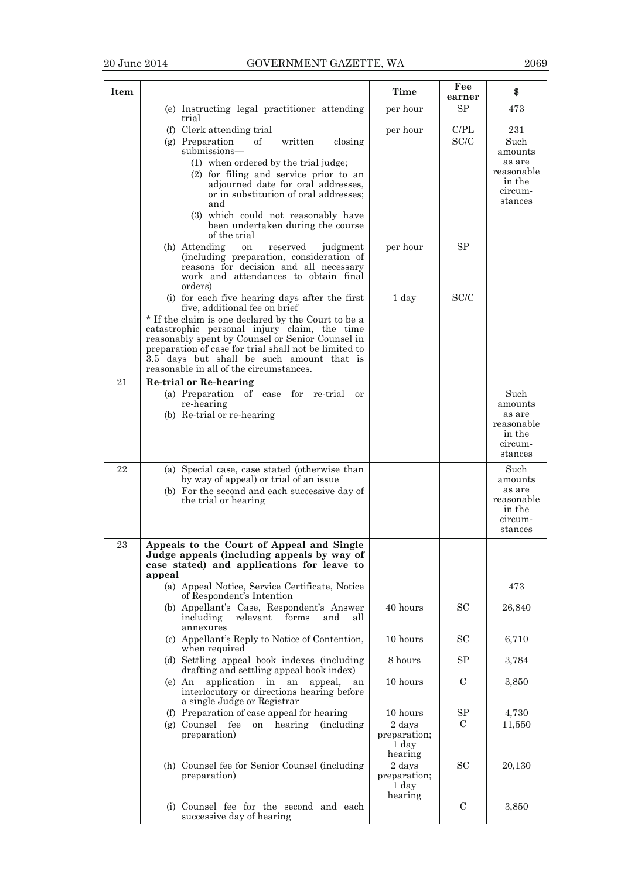| Item | | Time | Fee earner | $ |
|---|---|---|---|---|
| | (e) Instructing legal practitioner attending trial | per hour | SP | 473 |
| | (f) Clerk attending trial | per hour | C/PL | 231 |
| | (g) Preparation of written closing submissions— (1) when ordered by the trial judge; (2) for filing and service prior to an adjourned date for oral addresses, or in substitution of oral addresses; and (3) which could not reasonably have been undertaken during the course of the trial | | SC/C | Such amounts as are reasonable in the circum-stances |
| | (h) Attending on reserved judgment (including preparation, consideration of reasons for decision and all necessary work and attendances to obtain final orders) | per hour | SP | |
| | (i) for each five hearing days after the first five, additional fee on brief | 1 day | SC/C | |
| | * If the claim is one declared by the Court to be a catastrophic personal injury claim, the time reasonably spent by Counsel or Senior Counsel in preparation of case for trial shall not be limited to 3.5 days but shall be such amount that is reasonable in all of the circumstances. | | | |
| 21 | **Re-trial or Re-hearing** | | | |
| | (a) Preparation of case for re-trial or re-hearing (b) Re-trial or re-hearing | | | Such amounts as are reasonable in the circum-stances |
| 22 | (a) Special case, case stated (otherwise than by way of appeal) or trial of an issue (b) For the second and each successive day of the trial or hearing | | | Such amounts as are reasonable in the circum-stances |
| 23 | **Appeals to the Court of Appeal and Single Judge appeals (including appeals by way of case stated) and applications for leave to appeal** | | | |
| | (a) Appeal Notice, Service Certificate, Notice of Respondent's Intention | | | 473 |
| | (b) Appellant's Case, Respondent's Answer including relevant forms and all annexures | 40 hours | SC | 26,840 |
| | (c) Appellant's Reply to Notice of Contention, when required | 10 hours | SC | 6,710 |
| | (d) Settling appeal book indexes (including drafting and settling appeal book index) | 8 hours | SP | 3,784 |
| | (e) An application in an appeal, an interlocutory or directions hearing before a single Judge or Registrar | 10 hours | C | 3,850 |
| | (f) Preparation of case appeal for hearing | 10 hours | SP | 4,730 |
| | (g) Counsel fee on hearing (including preparation) | 2 days preparation; 1 day hearing | C | 11,550 |
| | (h) Counsel fee for Senior Counsel (including preparation) | 2 days preparation; 1 day hearing | SC | 20,130 |
| | (i) Counsel fee for the second and each successive day of hearing | | C | 3,850 |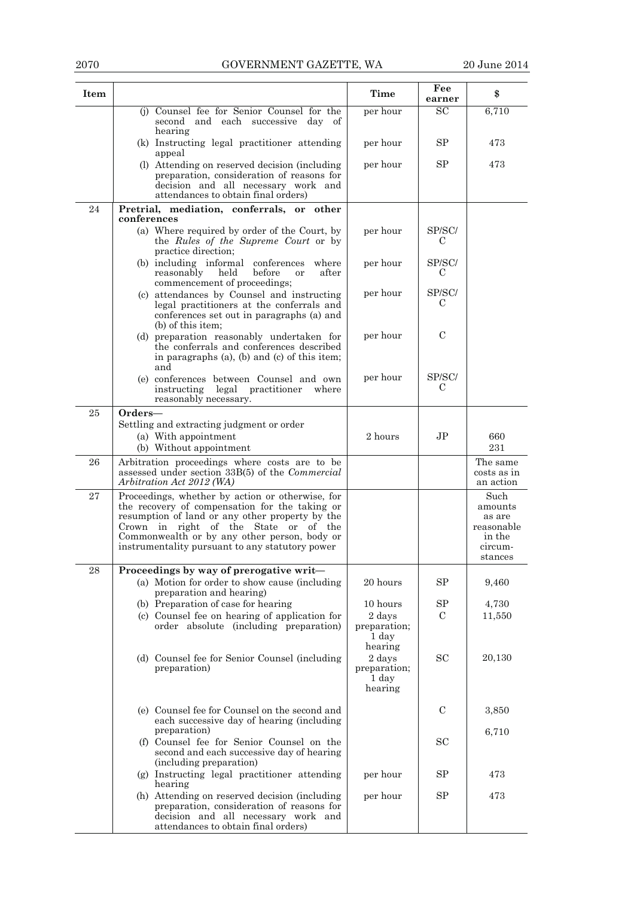| Item | | Time | Fee earner | $ |
|---|---|---|---|---|
| | (j) Counsel fee for Senior Counsel for the second and each successive day of hearing | per hour | SC | 6,710 |
| | (k) Instructing legal practitioner attending appeal | per hour | SP | 473 |
| | (l) Attending on reserved decision (including preparation, consideration of reasons for decision and all necessary work and attendances to obtain final orders) | per hour | SP | 473 |
| 24 | **Pretrial, mediation, conferrals, or other conferences** | | | |
| | (a) Where required by order of the Court, by the *Rules of the Supreme Court* or by practice direction; | per hour | SP/SC/C | |
| | (b) including informal conferences where reasonably held before or after commencement of proceedings; | per hour | SP/SC/C | |
| | (c) attendances by Counsel and instructing legal practitioners at the conferrals and conferences set out in paragraphs (a) and (b) of this item; | per hour | SP/SC/C | |
| | (d) preparation reasonably undertaken for the conferrals and conferences described in paragraphs (a), (b) and (c) of this item; and | per hour | C | |
| | (e) conferences between Counsel and own instructing legal practitioner where reasonably necessary. | per hour | SP/SC/C | |
| 25 | **Orders—** | | | |
| | Settling and extracting judgment or order | | | |
| | (a) With appointment | 2 hours | JP | 660 |
| | (b) Without appointment | | | 231 |
| 26 | Arbitration proceedings where costs are to be assessed under section 33B(5) of the *Commercial Arbitration Act 2012 (WA)* | | | The same costs as in an action |
| 27 | Proceedings, whether by action or otherwise, for the recovery of compensation for the taking or resumption of land or any other property by the Crown in right of the State or of the Commonwealth or by any other person, body or instrumentality pursuant to any statutory power | | | Such amounts as are reasonable in the circumstances |
| 28 | **Proceedings by way of prerogative writ—** | | | |
| | (a) Motion for order to show cause (including preparation and hearing) | 20 hours | SP | 9,460 |
| | (b) Preparation of case for hearing | 10 hours | SP | 4,730 |
| | (c) Counsel fee on hearing of application for order absolute (including preparation) | 2 days preparation; 1 day hearing | C | 11,550 |
| | (d) Counsel fee for Senior Counsel (including preparation) | 2 days preparation; 1 day hearing | SC | 20,130 |
| | (e) Counsel fee for Counsel on the second and each successive day of hearing (including preparation) | | C | 3,850 |
| | (f) Counsel fee for Senior Counsel on the second and each successive day of hearing (including preparation) | | SC | 6,710 |
| | (g) Instructing legal practitioner attending hearing | per hour | SP | 473 |
| | (h) Attending on reserved decision (including preparation, consideration of reasons for decision and all necessary work and attendances to obtain final orders) | per hour | SP | 473 |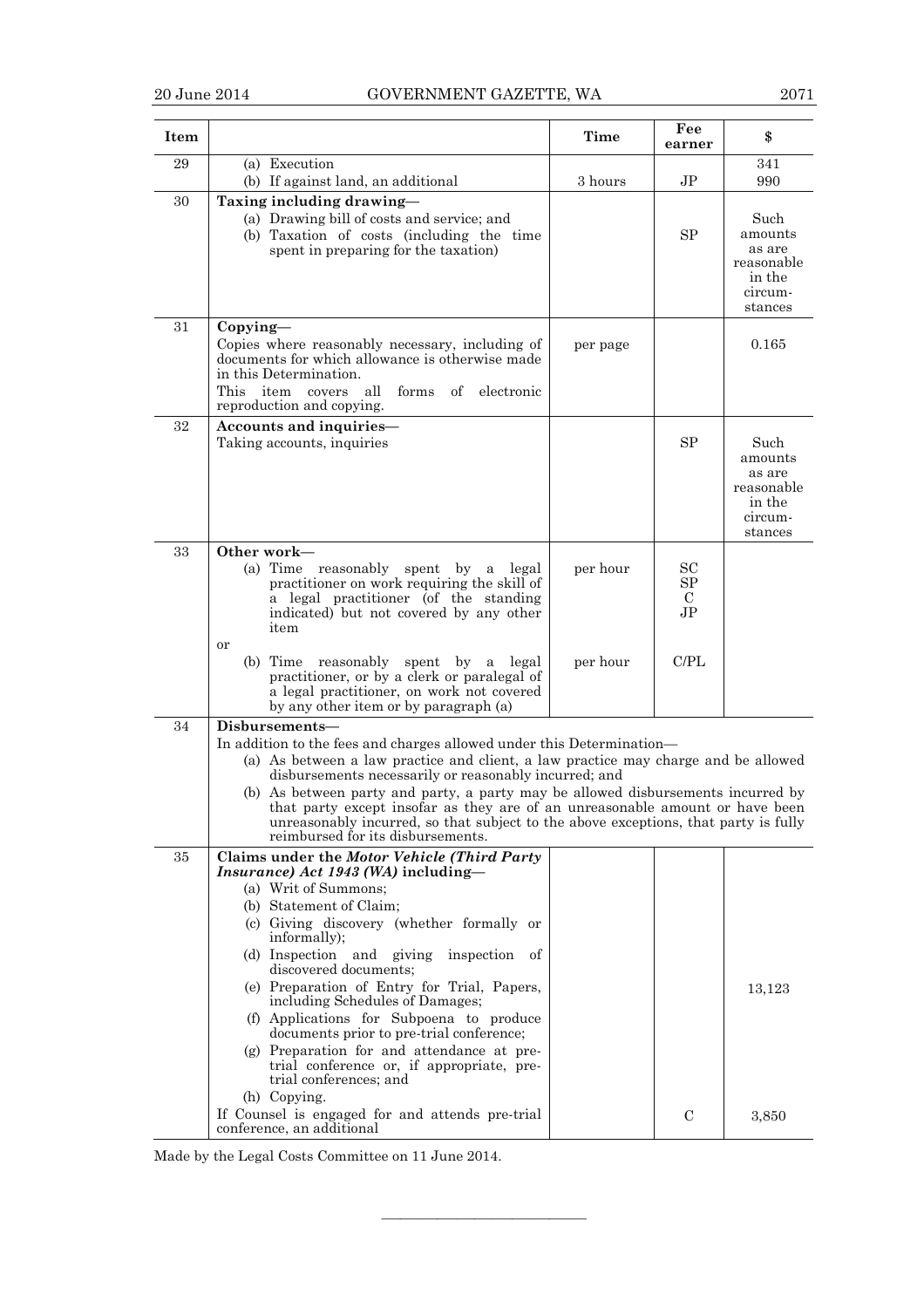| Item | | Time | Fee earner | $ |
|---|---|---|---|---|
| 29 | (a) Execution<br>(b) If against land, an additional | 3 hours | JP | 341<br>990 |
| 30 | **Taxing including drawing—**<br>(a) Drawing bill of costs and service; and<br>(b) Taxation of costs (including the time spent in preparing for the taxation) | | SP | Such amounts as are reasonable in the circum-stances |
| 31 | **Copying—**<br>Copies where reasonably necessary, including of documents for which allowance is otherwise made in this Determination.<br>This item covers all forms of electronic reproduction and copying. | per page | | 0.165 |
| 32 | **Accounts and inquiries—**<br>Taking accounts, inquiries | | SP | Such amounts as are reasonable in the circum-stances |
| 33 | **Other work—**<br>(a) Time reasonably spent by a legal practitioner on work requiring the skill of a legal practitioner (of the standing indicated) but not covered by any other item<br>or<br>(b) Time reasonably spent by a legal practitioner, or by a clerk or paralegal of a legal practitioner, on work not covered by any other item or by paragraph (a) | per hour<br><br>per hour | SC<br>SP<br>C<br>JP<br><br>C/PL | |
| 34 | **Disbursements—**<br>In addition to the fees and charges allowed under this Determination—<br>(a) As between a law practice and client, a law practice may charge and be allowed disbursements necessarily or reasonably incurred; and<br>(b) As between party and party, a party may be allowed disbursements incurred by that party except insofar as they are of an unreasonable amount or have been unreasonably incurred, so that subject to the above exceptions, that party is fully reimbursed for its disbursements. | | | |
| 35 | **Claims under the *Motor Vehicle (Third Party Insurance) Act 1943 (WA)* including—**<br>(a) Writ of Summons;<br>(b) Statement of Claim;<br>(c) Giving discovery (whether formally or informally);<br>(d) Inspection and giving inspection of discovered documents;<br>(e) Preparation of Entry for Trial, Papers, including Schedules of Damages;<br>(f) Applications for Subpoena to produce documents prior to pre-trial conference;<br>(g) Preparation for and attendance at pre-trial conference or, if appropriate, pre-trial conferences; and<br>(h) Copying. | | | 13,123 |
| | If Counsel is engaged for and attends pre-trial conference, an additional | | C | 3,850 |

Made by the Legal Costs Committee on 11 June 2014.

———————————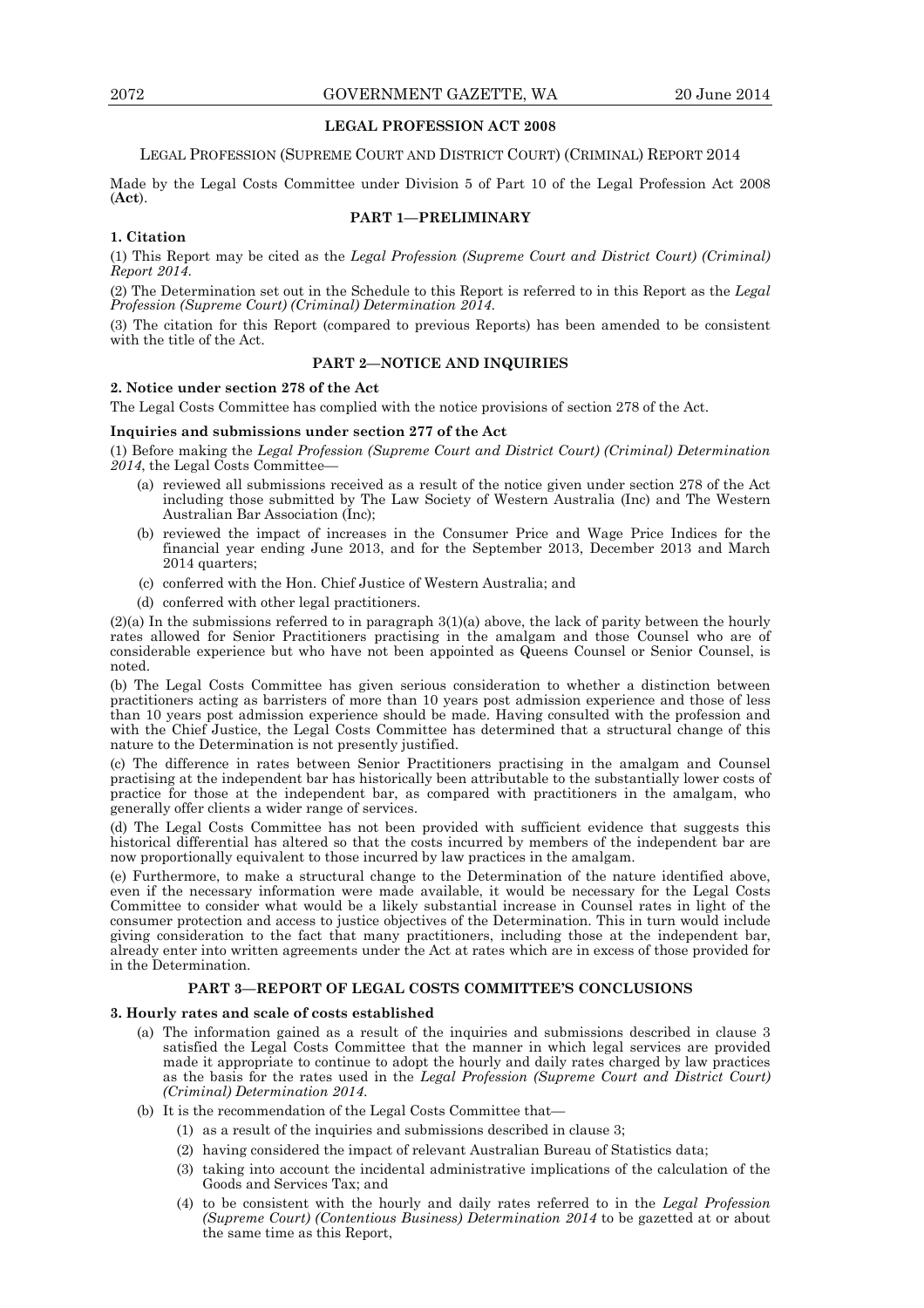**LEGAL PROFESSION ACT 2008**

LEGAL PROFESSION (SUPREME COURT AND DISTRICT COURT) (CRIMINAL) REPORT 2014

Made by the Legal Costs Committee under Division 5 of Part 10 of the Legal Profession Act 2008 (**Act**).

## PART 1—PRELIMINARY

**1. Citation**

(1) This Report may be cited as the *Legal Profession (Supreme Court and District Court) (Criminal) Report 2014*.

(2) The Determination set out in the Schedule to this Report is referred to in this Report as the *Legal Profession (Supreme Court) (Criminal) Determination 2014*.

(3) The citation for this Report (compared to previous Reports) has been amended to be consistent with the title of the Act.

## PART 2—NOTICE AND INQUIRIES

**2. Notice under section 278 of the Act**

The Legal Costs Committee has complied with the notice provisions of section 278 of the Act.

**Inquiries and submissions under section 277 of the Act**

(1) Before making the *Legal Profession (Supreme Court and District Court) (Criminal) Determination 2014*, the Legal Costs Committee—

- (a) reviewed all submissions received as a result of the notice given under section 278 of the Act including those submitted by The Law Society of Western Australia (Inc) and The Western Australian Bar Association (Inc);
- (b) reviewed the impact of increases in the Consumer Price and Wage Price Indices for the financial year ending June 2013, and for the September 2013, December 2013 and March 2014 quarters;
- (c) conferred with the Hon. Chief Justice of Western Australia; and
- (d) conferred with other legal practitioners.

(2)(a) In the submissions referred to in paragraph 3(1)(a) above, the lack of parity between the hourly rates allowed for Senior Practitioners practising in the amalgam and those Counsel who are of considerable experience but who have not been appointed as Queens Counsel or Senior Counsel, is noted.

(b) The Legal Costs Committee has given serious consideration to whether a distinction between practitioners acting as barristers of more than 10 years post admission experience and those of less than 10 years post admission experience should be made. Having consulted with the profession and with the Chief Justice, the Legal Costs Committee has determined that a structural change of this nature to the Determination is not presently justified.

(c) The difference in rates between Senior Practitioners practising in the amalgam and Counsel practising at the independent bar has historically been attributable to the substantially lower costs of practice for those at the independent bar, as compared with practitioners in the amalgam, who generally offer clients a wider range of services.

(d) The Legal Costs Committee has not been provided with sufficient evidence that suggests this historical differential has altered so that the costs incurred by members of the independent bar are now proportionally equivalent to those incurred by law practices in the amalgam.

(e) Furthermore, to make a structural change to the Determination of the nature identified above, even if the necessary information were made available, it would be necessary for the Legal Costs Committee to consider what would be a likely substantial increase in Counsel rates in light of the consumer protection and access to justice objectives of the Determination. This in turn would include giving consideration to the fact that many practitioners, including those at the independent bar, already enter into written agreements under the Act at rates which are in excess of those provided for in the Determination.

## PART 3—REPORT OF LEGAL COSTS COMMITTEE'S CONCLUSIONS

**3. Hourly rates and scale of costs established**

- (a) The information gained as a result of the inquiries and submissions described in clause 3 satisfied the Legal Costs Committee that the manner in which legal services are provided made it appropriate to continue to adopt the hourly and daily rates charged by law practices as the basis for the rates used in the *Legal Profession (Supreme Court and District Court) (Criminal) Determination 2014*.
- (b) It is the recommendation of the Legal Costs Committee that—
  - (1) as a result of the inquiries and submissions described in clause 3;
  - (2) having considered the impact of relevant Australian Bureau of Statistics data;
  - (3) taking into account the incidental administrative implications of the calculation of the Goods and Services Tax; and
  - (4) to be consistent with the hourly and daily rates referred to in the *Legal Profession (Supreme Court) (Contentious Business) Determination 2014* to be gazetted at or about the same time as this Report,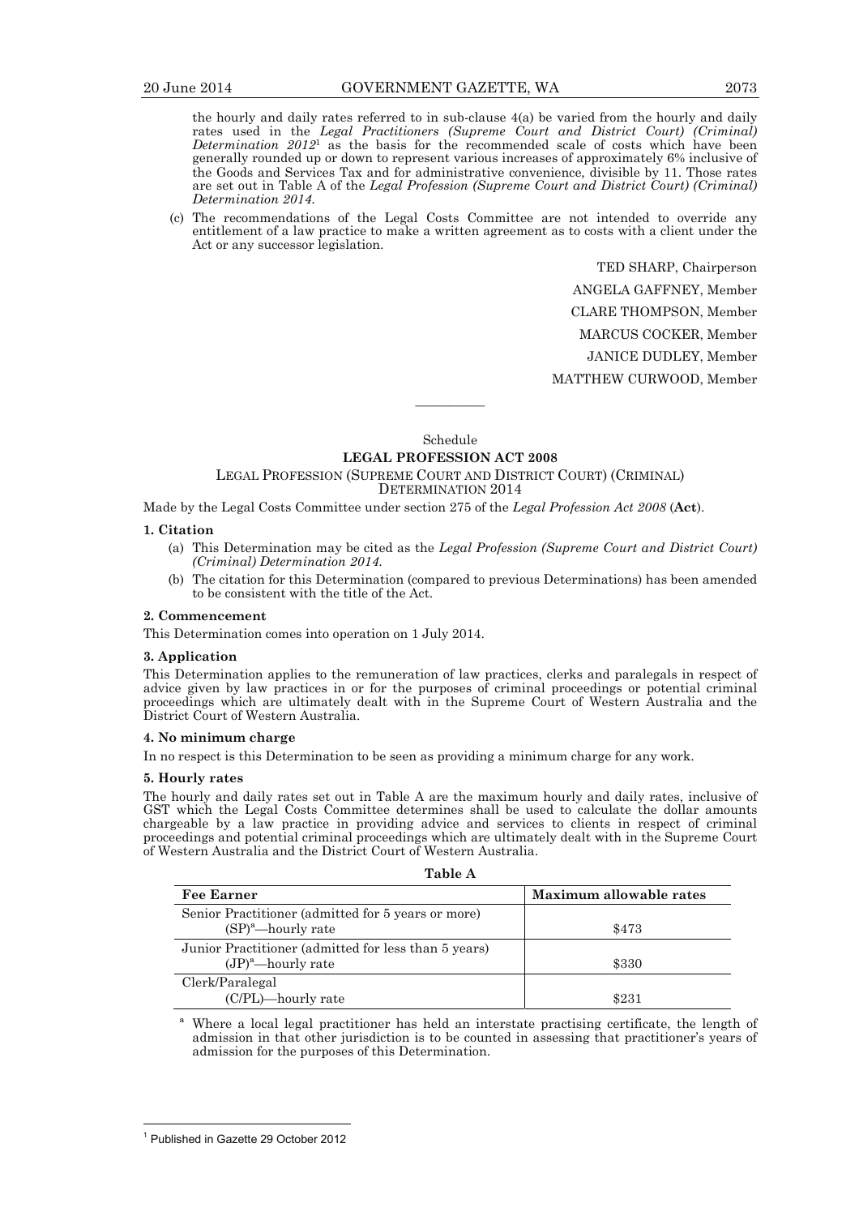the hourly and daily rates referred to in sub-clause 4(a) be varied from the hourly and daily rates used in the *Legal Practitioners (Supreme Court and District Court) (Criminal) Determination 2012*[1] as the basis for the recommended scale of costs which have been generally rounded up or down to represent various increases of approximately 6% inclusive of the Goods and Services Tax and for administrative convenience, divisible by 11. Those rates are set out in Table A of the *Legal Profession (Supreme Court and District Court) (Criminal) Determination 2014.*

(c) The recommendations of the Legal Costs Committee are not intended to override any entitlement of a law practice to make a written agreement as to costs with a client under the Act or any successor legislation.

TED SHARP, Chairperson

ANGELA GAFFNEY, Member

CLARE THOMPSON, Member

MARCUS COCKER, Member

JANICE DUDLEY, Member

MATTHEW CURWOOD, Member

---

Schedule

**LEGAL PROFESSION ACT 2008**

LEGAL PROFESSION (SUPREME COURT AND DISTRICT COURT) (CRIMINAL) DETERMINATION 2014

Made by the Legal Costs Committee under section 275 of the *Legal Profession Act 2008* (**Act**).

**1. Citation**

(a) This Determination may be cited as the *Legal Profession (Supreme Court and District Court) (Criminal) Determination 2014.*

(b) The citation for this Determination (compared to previous Determinations) has been amended to be consistent with the title of the Act.

**2. Commencement**

This Determination comes into operation on 1 July 2014.

**3. Application**

This Determination applies to the remuneration of law practices, clerks and paralegals in respect of advice given by law practices in or for the purposes of criminal proceedings or potential criminal proceedings which are ultimately dealt with in the Supreme Court of Western Australia and the District Court of Western Australia.

**4. No minimum charge**

In no respect is this Determination to be seen as providing a minimum charge for any work.

**5. Hourly rates**

The hourly and daily rates set out in Table A are the maximum hourly and daily rates, inclusive of GST which the Legal Costs Committee determines shall be used to calculate the dollar amounts chargeable by a law practice in providing advice and services to clients in respect of criminal proceedings and potential criminal proceedings which are ultimately dealt with in the Supreme Court of Western Australia and the District Court of Western Australia.

**Table A**

| Fee Earner | Maximum allowable rates |
|---|---|
| Senior Practitioner (admitted for 5 years or more) (SP)[a]—hourly rate | $473 |
| Junior Practitioner (admitted for less than 5 years) (JP)[a]—hourly rate | $330 |
| Clerk/Paralegal (C/PL)—hourly rate | $231 |

[a] Where a local legal practitioner has held an interstate practising certificate, the length of admission in that other jurisdiction is to be counted in assessing that practitioner's years of admission for the purposes of this Determination.

---

[1] Published in Gazette 29 October 2012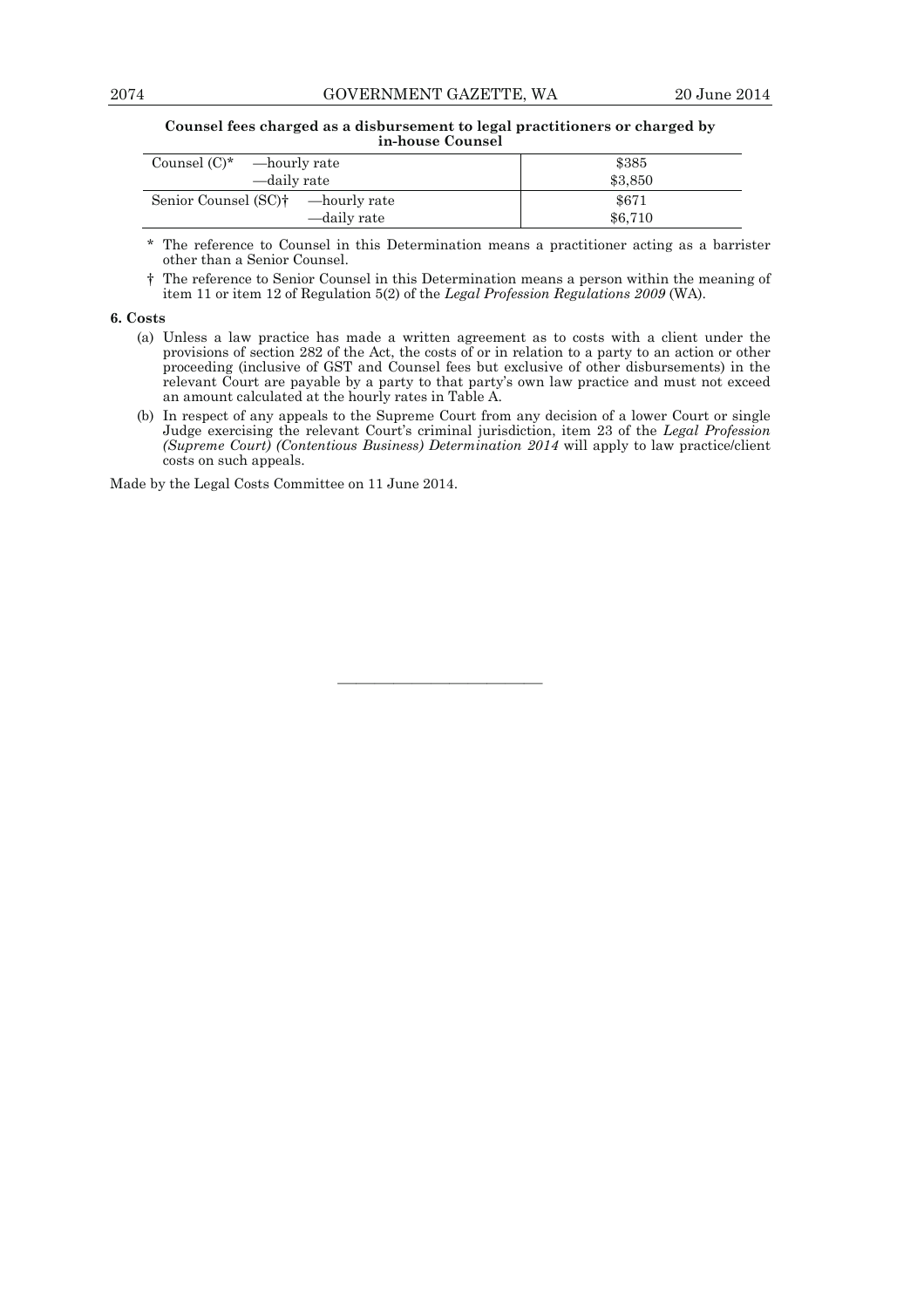**Counsel fees charged as a disbursement to legal practitioners or charged by in-house Counsel**

| | |
|---|---|
| Counsel (C)* —hourly rate<br>—daily rate | $385<br>$3,850 |
| Senior Counsel (SC)† —hourly rate<br>—daily rate | $671<br>$6,710 |

\* The reference to Counsel in this Determination means a practitioner acting as a barrister other than a Senior Counsel.

† The reference to Senior Counsel in this Determination means a person within the meaning of item 11 or item 12 of Regulation 5(2) of the *Legal Profession Regulations 2009* (WA).

**6. Costs**

(a) Unless a law practice has made a written agreement as to costs with a client under the provisions of section 282 of the Act, the costs of or in relation to a party to an action or other proceeding (inclusive of GST and Counsel fees but exclusive of other disbursements) in the relevant Court are payable by a party to that party's own law practice and must not exceed an amount calculated at the hourly rates in Table A.

(b) In respect of any appeals to the Supreme Court from any decision of a lower Court or single Judge exercising the relevant Court's criminal jurisdiction, item 23 of the *Legal Profession (Supreme Court) (Contentious Business) Determination 2014* will apply to law practice/client costs on such appeals.

Made by the Legal Costs Committee on 11 June 2014.

---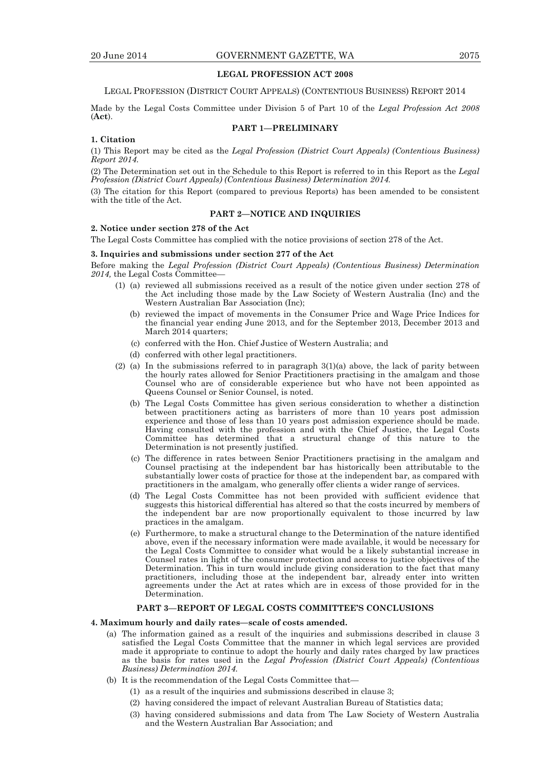## LEGAL PROFESSION ACT 2008

LEGAL PROFESSION (DISTRICT COURT APPEALS) (CONTENTIOUS BUSINESS) REPORT 2014

Made by the Legal Costs Committee under Division 5 of Part 10 of the *Legal Profession Act 2008* (**Act**).

### PART 1—PRELIMINARY

**1. Citation**

(1) This Report may be cited as the *Legal Profession (District Court Appeals) (Contentious Business) Report 2014.*

(2) The Determination set out in the Schedule to this Report is referred to in this Report as the *Legal Profession (District Court Appeals) (Contentious Business) Determination 2014.*

(3) The citation for this Report (compared to previous Reports) has been amended to be consistent with the title of the Act.

### PART 2—NOTICE AND INQUIRIES

**2. Notice under section 278 of the Act**

The Legal Costs Committee has complied with the notice provisions of section 278 of the Act.

**3. Inquiries and submissions under section 277 of the Act**

Before making the *Legal Profession (District Court Appeals) (Contentious Business) Determination 2014,* the Legal Costs Committee—

(1) (a) reviewed all submissions received as a result of the notice given under section 278 of the Act including those made by the Law Society of Western Australia (Inc) and the Western Australian Bar Association (Inc);

(b) reviewed the impact of movements in the Consumer Price and Wage Price Indices for the financial year ending June 2013, and for the September 2013, December 2013 and March 2014 quarters;

(c) conferred with the Hon. Chief Justice of Western Australia; and

(d) conferred with other legal practitioners.

(2) (a) In the submissions referred to in paragraph 3(1)(a) above, the lack of parity between the hourly rates allowed for Senior Practitioners practising in the amalgam and those Counsel who are of considerable experience but who have not been appointed as Queens Counsel or Senior Counsel, is noted.

(b) The Legal Costs Committee has given serious consideration to whether a distinction between practitioners acting as barristers of more than 10 years post admission experience and those of less than 10 years post admission experience should be made. Having consulted with the profession and with the Chief Justice, the Legal Costs Committee has determined that a structural change of this nature to the Determination is not presently justified.

(c) The difference in rates between Senior Practitioners practising in the amalgam and Counsel practising at the independent bar has historically been attributable to the substantially lower costs of practice for those at the independent bar, as compared with practitioners in the amalgam, who generally offer clients a wider range of services.

(d) The Legal Costs Committee has not been provided with sufficient evidence that suggests this historical differential has altered so that the costs incurred by members of the independent bar are now proportionally equivalent to those incurred by law practices in the amalgam.

(e) Furthermore, to make a structural change to the Determination of the nature identified above, even if the necessary information were made available, it would be necessary for the Legal Costs Committee to consider what would be a likely substantial increase in Counsel rates in light of the consumer protection and access to justice objectives of the Determination. This in turn would include giving consideration to the fact that many practitioners, including those at the independent bar, already enter into written agreements under the Act at rates which are in excess of those provided for in the Determination.

### PART 3—REPORT OF LEGAL COSTS COMMITTEE'S CONCLUSIONS

**4. Maximum hourly and daily rates—scale of costs amended.**

(a) The information gained as a result of the inquiries and submissions described in clause 3 satisfied the Legal Costs Committee that the manner in which legal services are provided made it appropriate to continue to adopt the hourly and daily rates charged by law practices as the basis for rates used in the *Legal Profession (District Court Appeals) (Contentious Business) Determination 2014.*

(b) It is the recommendation of the Legal Costs Committee that—

(1) as a result of the inquiries and submissions described in clause 3;

(2) having considered the impact of relevant Australian Bureau of Statistics data;

(3) having considered submissions and data from The Law Society of Western Australia and the Western Australian Bar Association; and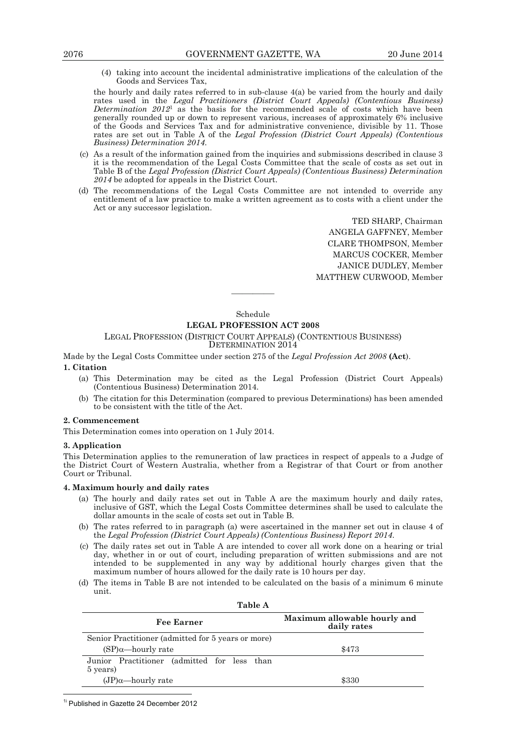(4) taking into account the incidental administrative implications of the calculation of the Goods and Services Tax,

the hourly and daily rates referred to in sub-clause 4(a) be varied from the hourly and daily rates used in the *Legal Practitioners (District Court Appeals) (Contentious Business) Determination 2012*[1] as the basis for the recommended scale of costs which have been generally rounded up or down to represent various, increases of approximately 6% inclusive of the Goods and Services Tax and for administrative convenience, divisible by 11. Those rates are set out in Table A of the *Legal Profession (District Court Appeals) (Contentious Business) Determination 2014.*

(c) As a result of the information gained from the inquiries and submissions described in clause 3 it is the recommendation of the Legal Costs Committee that the scale of costs as set out in Table B of the *Legal Profession (District Court Appeals) (Contentious Business) Determination 2014* be adopted for appeals in the District Court.

(d) The recommendations of the Legal Costs Committee are not intended to override any entitlement of a law practice to make a written agreement as to costs with a client under the Act or any successor legislation.

TED SHARP, Chairman
ANGELA GAFFNEY, Member
CLARE THOMPSON, Member
MARCUS COCKER, Member
JANICE DUDLEY, Member
MATTHEW CURWOOD, Member

---

Schedule

**LEGAL PROFESSION ACT 2008**

LEGAL PROFESSION (DISTRICT COURT APPEALS) (CONTENTIOUS BUSINESS) DETERMINATION 2014

Made by the Legal Costs Committee under section 275 of the *Legal Profession Act 2008* **(Act)**.

**1. Citation**

(a) This Determination may be cited as the Legal Profession (District Court Appeals) (Contentious Business) Determination 2014.

(b) The citation for this Determination (compared to previous Determinations) has been amended to be consistent with the title of the Act.

**2. Commencement**

This Determination comes into operation on 1 July 2014.

**3. Application**

This Determination applies to the remuneration of law practices in respect of appeals to a Judge of the District Court of Western Australia, whether from a Registrar of that Court or from another Court or Tribunal.

**4. Maximum hourly and daily rates**

(a) The hourly and daily rates set out in Table A are the maximum hourly and daily rates, inclusive of GST, which the Legal Costs Committee determines shall be used to calculate the dollar amounts in the scale of costs set out in Table B.

(b) The rates referred to in paragraph (a) were ascertained in the manner set out in clause 4 of the *Legal Profession (District Court Appeals) (Contentious Business) Report 2014.*

(c) The daily rates set out in Table A are intended to cover all work done on a hearing or trial day, whether in or out of court, including preparation of written submissions and are not intended to be supplemented in any way by additional hourly charges given that the maximum number of hours allowed for the daily rate is 10 hours per day.

(d) The items in Table B are not intended to be calculated on the basis of a minimum 6 minute unit.

**Table A**

| Fee Earner | Maximum allowable hourly and daily rates |
|---|---|
| Senior Practitioner (admitted for 5 years or more) | |
| (SP)α—hourly rate | $473 |
| Junior Practitioner (admitted for less than 5 years) | |
| (JP)α—hourly rate | $330 |

[1] Published in Gazette 24 December 2012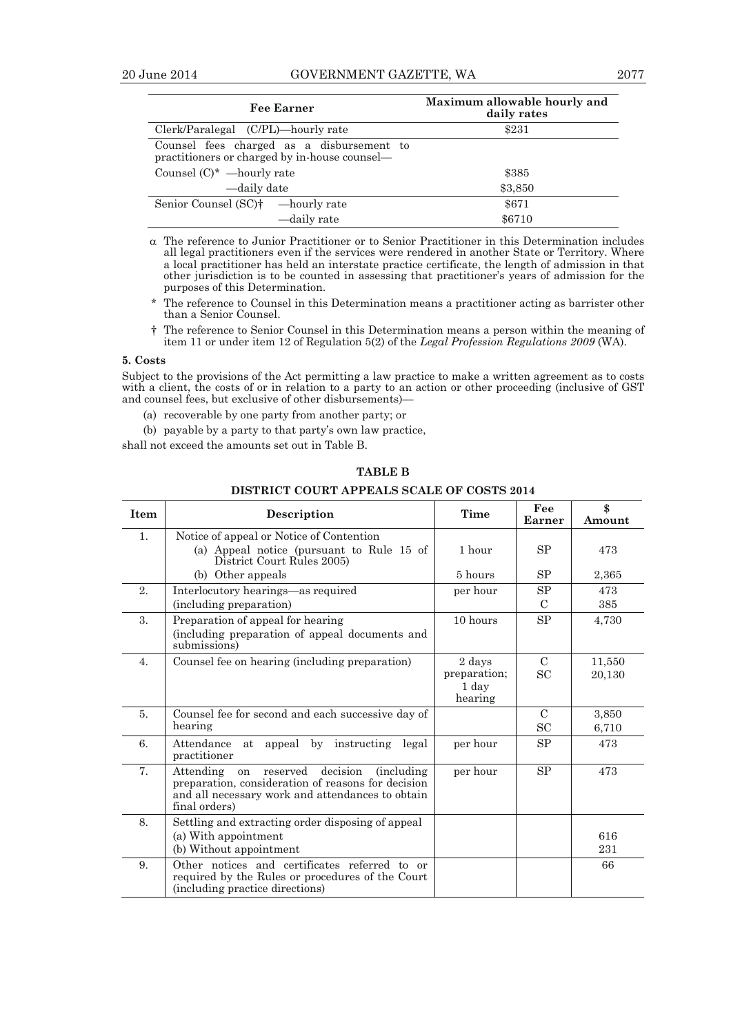| Fee Earner | Maximum allowable hourly and daily rates |
|---|---|
| Clerk/Paralegal (C/PL)—hourly rate | $231 |
| Counsel fees charged as a disbursement to practitioners or charged by in-house counsel— | |
| Counsel (C)* —hourly rate | $385 |
| —daily date | $3,850 |
| Senior Counsel (SC)† —hourly rate | $671 |
| —daily rate | $6710 |

α The reference to Junior Practitioner or to Senior Practitioner in this Determination includes all legal practitioners even if the services were rendered in another State or Territory. Where a local practitioner has held an interstate practice certificate, the length of admission in that other jurisdiction is to be counted in assessing that practitioner's years of admission for the purposes of this Determination.

\* The reference to Counsel in this Determination means a practitioner acting as barrister other than a Senior Counsel.

† The reference to Senior Counsel in this Determination means a person within the meaning of item 11 or under item 12 of Regulation 5(2) of the *Legal Profession Regulations 2009* (WA).

**5. Costs**

Subject to the provisions of the Act permitting a law practice to make a written agreement as to costs with a client, the costs of or in relation to a party to an action or other proceeding (inclusive of GST and counsel fees, but exclusive of other disbursements)—

(a) recoverable by one party from another party; or

(b) payable by a party to that party's own law practice,

shall not exceed the amounts set out in Table B.

**TABLE B**

**DISTRICT COURT APPEALS SCALE OF COSTS 2014**

| Item | Description | Time | Fee Earner | $ Amount |
|---|---|---|---|---|
| 1. | Notice of appeal or Notice of Contention | | | |
| | (a) Appeal notice (pursuant to Rule 15 of District Court Rules 2005) | 1 hour | SP | 473 |
| | (b) Other appeals | 5 hours | SP | 2,365 |
| 2. | Interlocutory hearings—as required (including preparation) | per hour | SP<br>C | 473<br>385 |
| 3. | Preparation of appeal for hearing (including preparation of appeal documents and submissions) | 10 hours | SP | 4,730 |
| 4. | Counsel fee on hearing (including preparation) | 2 days preparation; 1 day hearing | C<br>SC | 11,550<br>20,130 |
| 5. | Counsel fee for second and each successive day of hearing | | C<br>SC | 3,850<br>6,710 |
| 6. | Attendance at appeal by instructing legal practitioner | per hour | SP | 473 |
| 7. | Attending on reserved decision (including preparation, consideration of reasons for decision and all necessary work and attendances to obtain final orders) | per hour | SP | 473 |
| 8. | Settling and extracting order disposing of appeal | | | |
| | (a) With appointment | | | 616 |
| | (b) Without appointment | | | 231 |
| 9. | Other notices and certificates referred to or required by the Rules or procedures of the Court (including practice directions) | | | 66 |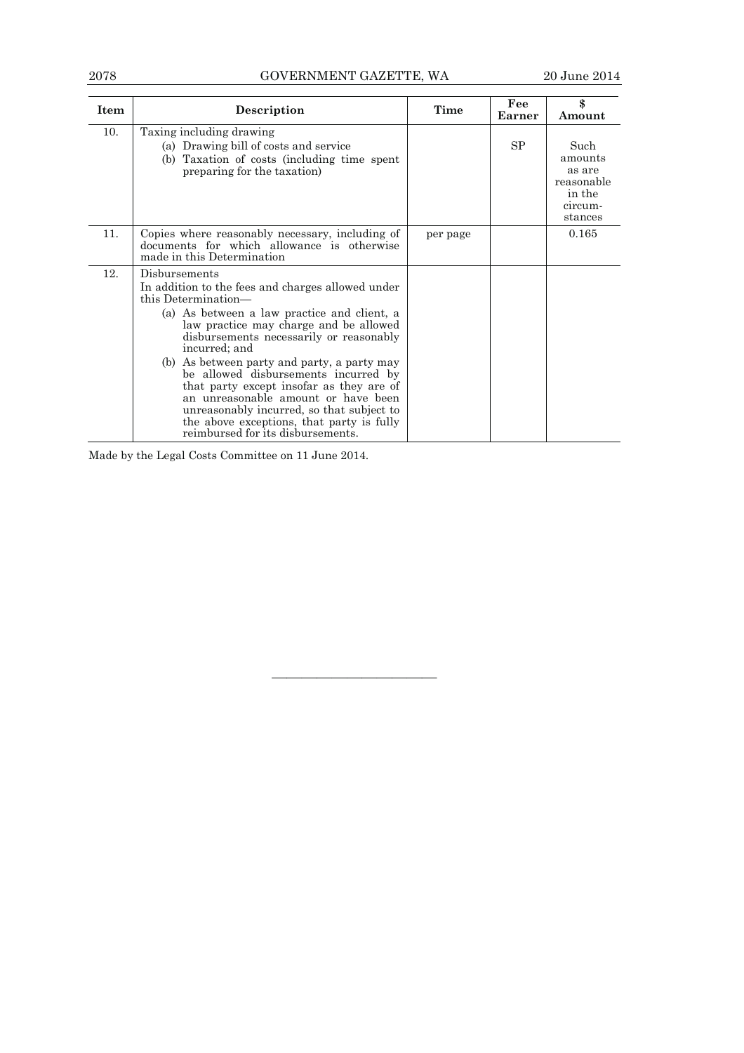| Item | Description | Time | Fee Earner | $ Amount |
|---|---|---|---|---|
| 10. | Taxing including drawing<br>(a) Drawing bill of costs and service<br>(b) Taxation of costs (including time spent preparing for the taxation) | | SP | Such amounts as are reasonable in the circumstances |
| 11. | Copies where reasonably necessary, including of documents for which allowance is otherwise made in this Determination | per page | | 0.165 |
| 12. | Disbursements<br>In addition to the fees and charges allowed under this Determination—<br>(a) As between a law practice and client, a law practice may charge and be allowed disbursements necessarily or reasonably incurred; and<br>(b) As between party and party, a party may be allowed disbursements incurred by that party except insofar as they are of an unreasonable amount or have been unreasonably incurred, so that subject to the above exceptions, that party is fully reimbursed for its disbursements. | | | |

Made by the Legal Costs Committee on 11 June 2014.

---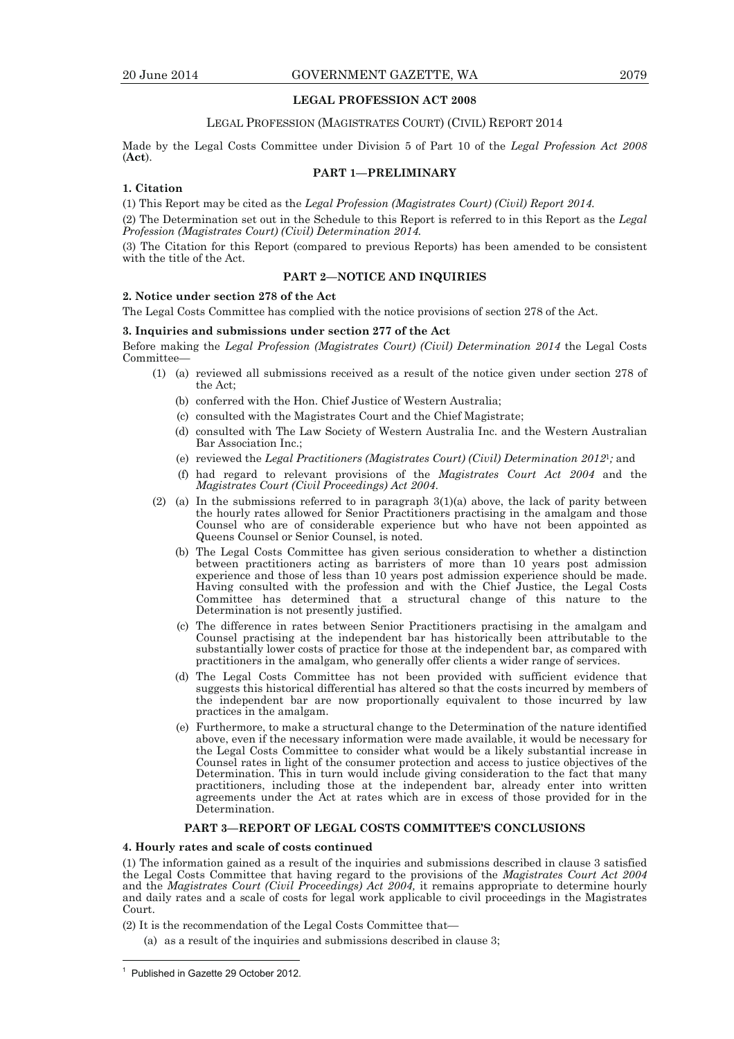## LEGAL PROFESSION ACT 2008

LEGAL PROFESSION (MAGISTRATES COURT) (CIVIL) REPORT 2014

Made by the Legal Costs Committee under Division 5 of Part 10 of the *Legal Profession Act 2008* (**Act**).

### PART 1—PRELIMINARY

**1. Citation**

(1) This Report may be cited as the *Legal Profession (Magistrates Court) (Civil) Report 2014.*

(2) The Determination set out in the Schedule to this Report is referred to in this Report as the *Legal Profession (Magistrates Court) (Civil) Determination 2014.*

(3) The Citation for this Report (compared to previous Reports) has been amended to be consistent with the title of the Act.

### PART 2—NOTICE AND INQUIRIES

**2. Notice under section 278 of the Act**

The Legal Costs Committee has complied with the notice provisions of section 278 of the Act.

**3. Inquiries and submissions under section 277 of the Act**

Before making the *Legal Profession (Magistrates Court) (Civil) Determination 2014* the Legal Costs Committee—

(1) (a) reviewed all submissions received as a result of the notice given under section 278 of the Act;

(b) conferred with the Hon. Chief Justice of Western Australia;

(c) consulted with the Magistrates Court and the Chief Magistrate;

(d) consulted with The Law Society of Western Australia Inc. and the Western Australian Bar Association Inc.;

(e) reviewed the *Legal Practitioners (Magistrates Court) (Civil) Determination 2012*[1]*;* and

(f) had regard to relevant provisions of the *Magistrates Court Act 2004* and the *Magistrates Court (Civil Proceedings) Act 2004.*

(2) (a) In the submissions referred to in paragraph 3(1)(a) above, the lack of parity between the hourly rates allowed for Senior Practitioners practising in the amalgam and those Counsel who are of considerable experience but who have not been appointed as Queens Counsel or Senior Counsel, is noted.

(b) The Legal Costs Committee has given serious consideration to whether a distinction between practitioners acting as barristers of more than 10 years post admission experience and those of less than 10 years post admission experience should be made. Having consulted with the profession and with the Chief Justice, the Legal Costs Committee has determined that a structural change of this nature to the Determination is not presently justified.

(c) The difference in rates between Senior Practitioners practising in the amalgam and Counsel practising at the independent bar has historically been attributable to the substantially lower costs of practice for those at the independent bar, as compared with practitioners in the amalgam, who generally offer clients a wider range of services.

(d) The Legal Costs Committee has not been provided with sufficient evidence that suggests this historical differential has altered so that the costs incurred by members of the independent bar are now proportionally equivalent to those incurred by law practices in the amalgam.

(e) Furthermore, to make a structural change to the Determination of the nature identified above, even if the necessary information were made available, it would be necessary for the Legal Costs Committee to consider what would be a likely substantial increase in Counsel rates in light of the consumer protection and access to justice objectives of the Determination. This in turn would include giving consideration to the fact that many practitioners, including those at the independent bar, already enter into written agreements under the Act at rates which are in excess of those provided for in the Determination.

### PART 3—REPORT OF LEGAL COSTS COMMITTEE'S CONCLUSIONS

**4. Hourly rates and scale of costs continued**

(1) The information gained as a result of the inquiries and submissions described in clause 3 satisfied the Legal Costs Committee that having regard to the provisions of the *Magistrates Court Act 2004* and the *Magistrates Court (Civil Proceedings) Act 2004,* it remains appropriate to determine hourly and daily rates and a scale of costs for legal work applicable to civil proceedings in the Magistrates Court.

(2) It is the recommendation of the Legal Costs Committee that—

(a) as a result of the inquiries and submissions described in clause 3;

---

[1] Published in Gazette 29 October 2012.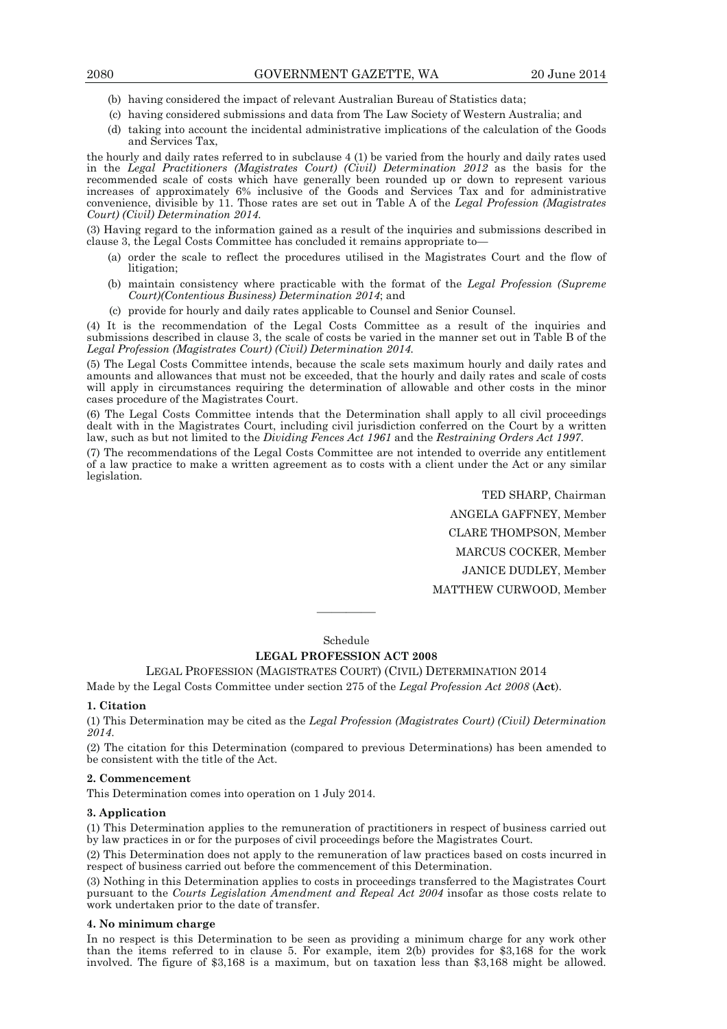(b) having considered the impact of relevant Australian Bureau of Statistics data;

(c) having considered submissions and data from The Law Society of Western Australia; and

(d) taking into account the incidental administrative implications of the calculation of the Goods and Services Tax,

the hourly and daily rates referred to in subclause 4 (1) be varied from the hourly and daily rates used in the *Legal Practitioners (Magistrates Court) (Civil) Determination 2012* as the basis for the recommended scale of costs which have generally been rounded up or down to represent various increases of approximately 6% inclusive of the Goods and Services Tax and for administrative convenience, divisible by 11. Those rates are set out in Table A of the *Legal Profession (Magistrates Court) (Civil) Determination 2014*.

(3) Having regard to the information gained as a result of the inquiries and submissions described in clause 3, the Legal Costs Committee has concluded it remains appropriate to—

(a) order the scale to reflect the procedures utilised in the Magistrates Court and the flow of litigation;

(b) maintain consistency where practicable with the format of the *Legal Profession (Supreme Court)(Contentious Business) Determination 2014*; and

(c) provide for hourly and daily rates applicable to Counsel and Senior Counsel.

(4) It is the recommendation of the Legal Costs Committee as a result of the inquiries and submissions described in clause 3, the scale of costs be varied in the manner set out in Table B of the *Legal Profession (Magistrates Court) (Civil) Determination 2014*.

(5) The Legal Costs Committee intends, because the scale sets maximum hourly and daily rates and amounts and allowances that must not be exceeded, that the hourly and daily rates and scale of costs will apply in circumstances requiring the determination of allowable and other costs in the minor cases procedure of the Magistrates Court.

(6) The Legal Costs Committee intends that the Determination shall apply to all civil proceedings dealt with in the Magistrates Court, including civil jurisdiction conferred on the Court by a written law, such as but not limited to the *Dividing Fences Act 1961* and the *Restraining Orders Act 1997*.

(7) The recommendations of the Legal Costs Committee are not intended to override any entitlement of a law practice to make a written agreement as to costs with a client under the Act or any similar legislation.

TED SHARP, Chairman

ANGELA GAFFNEY, Member

CLARE THOMPSON, Member

MARCUS COCKER, Member

JANICE DUDLEY, Member

MATTHEW CURWOOD, Member

---

Schedule

## LEGAL PROFESSION ACT 2008

LEGAL PROFESSION (MAGISTRATES COURT) (CIVIL) DETERMINATION 2014

Made by the Legal Costs Committee under section 275 of the *Legal Profession Act 2008* (**Act**).

### 1. Citation

(1) This Determination may be cited as the *Legal Profession (Magistrates Court) (Civil) Determination 2014*.

(2) The citation for this Determination (compared to previous Determinations) has been amended to be consistent with the title of the Act.

### 2. Commencement

This Determination comes into operation on 1 July 2014.

### 3. Application

(1) This Determination applies to the remuneration of practitioners in respect of business carried out by law practices in or for the purposes of civil proceedings before the Magistrates Court.

(2) This Determination does not apply to the remuneration of law practices based on costs incurred in respect of business carried out before the commencement of this Determination.

(3) Nothing in this Determination applies to costs in proceedings transferred to the Magistrates Court pursuant to the *Courts Legislation Amendment and Repeal Act 2004* insofar as those costs relate to work undertaken prior to the date of transfer.

### 4. No minimum charge

In no respect is this Determination to be seen as providing a minimum charge for any work other than the items referred to in clause 5. For example, item 2(b) provides for $3,168 for the work involved. The figure of $3,168 is a maximum, but on taxation less than $3,168 might be allowed.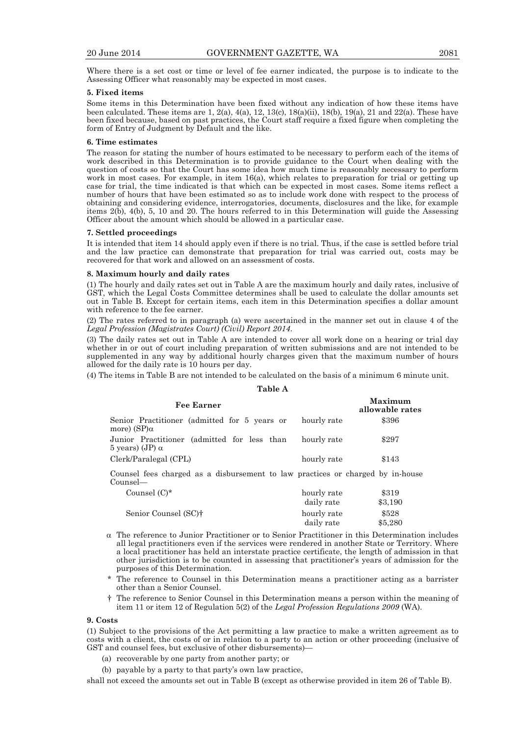Where there is a set cost or time or level of fee earner indicated, the purpose is to indicate to the Assessing Officer what reasonably may be expected in most cases.

**5. Fixed items**

Some items in this Determination have been fixed without any indication of how these items have been calculated. These items are 1, 2(a), 4(a), 12, 13(c), 18(a)(ii), 18(b), 19(a), 21 and 22(a). These have been fixed because, based on past practices, the Court staff require a fixed figure when completing the form of Entry of Judgment by Default and the like.

**6. Time estimates**

The reason for stating the number of hours estimated to be necessary to perform each of the items of work described in this Determination is to provide guidance to the Court when dealing with the question of costs so that the Court has some idea how much time is reasonably necessary to perform work in most cases. For example, in item 16(a), which relates to preparation for trial or getting up case for trial, the time indicated is that which can be expected in most cases. Some items reflect a number of hours that have been estimated so as to include work done with respect to the process of obtaining and considering evidence, interrogatories, documents, disclosures and the like, for example items 2(b), 4(b), 5, 10 and 20. The hours referred to in this Determination will guide the Assessing Officer about the amount which should be allowed in a particular case.

**7. Settled proceedings**

It is intended that item 14 should apply even if there is no trial. Thus, if the case is settled before trial and the law practice can demonstrate that preparation for trial was carried out, costs may be recovered for that work and allowed on an assessment of costs.

**8. Maximum hourly and daily rates**

(1) The hourly and daily rates set out in Table A are the maximum hourly and daily rates, inclusive of GST, which the Legal Costs Committee determines shall be used to calculate the dollar amounts set out in Table B. Except for certain items, each item in this Determination specifies a dollar amount with reference to the fee earner.

(2) The rates referred to in paragraph (a) were ascertained in the manner set out in clause 4 of the *Legal Profession (Magistrates Court) (Civil) Report 2014*.

(3) The daily rates set out in Table A are intended to cover all work done on a hearing or trial day whether in or out of court including preparation of written submissions and are not intended to be supplemented in any way by additional hourly charges given that the maximum number of hours allowed for the daily rate is 10 hours per day.

(4) The items in Table B are not intended to be calculated on the basis of a minimum 6 minute unit.

**Table A**

| Fee Earner | | Maximum allowable rates |
|---|---|---|
| Senior Practitioner (admitted for 5 years or more) (SP)α | hourly rate | $396 |
| Junior Practitioner (admitted for less than 5 years) (JP) α | hourly rate | $297 |
| Clerk/Paralegal (CPL) | hourly rate | $143 |
| Counsel fees charged as a disbursement to law practices or charged by in-house Counsel— | | |
| Counsel (C)* | hourly rate | $319 |
| | daily rate | $3,190 |
| Senior Counsel (SC)† | hourly rate | $528 |
| | daily rate | $5,280 |

α The reference to Junior Practitioner or to Senior Practitioner in this Determination includes all legal practitioners even if the services were rendered in another State or Territory. Where a local practitioner has held an interstate practice certificate, the length of admission in that other jurisdiction is to be counted in assessing that practitioner's years of admission for the purposes of this Determination.

\* The reference to Counsel in this Determination means a practitioner acting as a barrister other than a Senior Counsel.

† The reference to Senior Counsel in this Determination means a person within the meaning of item 11 or item 12 of Regulation 5(2) of the *Legal Profession Regulations 2009* (WA).

**9. Costs**

(1) Subject to the provisions of the Act permitting a law practice to make a written agreement as to costs with a client, the costs of or in relation to a party to an action or other proceeding (inclusive of GST and counsel fees, but exclusive of other disbursements)—

(a) recoverable by one party from another party; or

(b) payable by a party to that party's own law practice,

shall not exceed the amounts set out in Table B (except as otherwise provided in item 26 of Table B).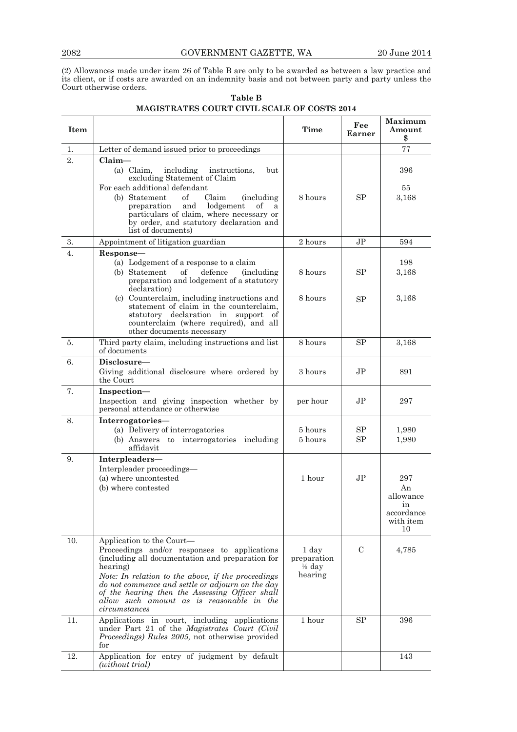(2) Allowances made under item 26 of Table B are only to be awarded as between a law practice and its client, or if costs are awarded on an indemnity basis and not between party and party unless the Court otherwise orders.

**Table B**

**MAGISTRATES COURT CIVIL SCALE OF COSTS 2014**

| Item | | Time | Fee Earner | Maximum Amount $ |
|---|---|---|---|---|
| 1. | Letter of demand issued prior to proceedings | | | 77 |
| 2. | **Claim—** | | | |
| | (a) Claim, including instructions, but excluding Statement of Claim | | | 396 |
| | For each additional defendant | | | 55 |
| | (b) Statement of Claim (including preparation and lodgement of a particulars of claim, where necessary or by order, and statutory declaration and list of documents) | 8 hours | SP | 3,168 |
| 3. | Appointment of litigation guardian | 2 hours | JP | 594 |
| 4. | **Response—** | | | |
| | (a) Lodgement of a response to a claim | | | 198 |
| | (b) Statement of defence (including preparation and lodgement of a statutory declaration) | 8 hours | SP | 3,168 |
| | (c) Counterclaim, including instructions and statement of claim in the counterclaim, statutory declaration in support of counterclaim (where required), and all other documents necessary | 8 hours | SP | 3,168 |
| 5. | Third party claim, including instructions and list of documents | 8 hours | SP | 3,168 |
| 6. | **Disclosure—** | | | |
| | Giving additional disclosure where ordered by the Court | 3 hours | JP | 891 |
| 7. | **Inspection—** | | | |
| | Inspection and giving inspection whether by personal attendance or otherwise | per hour | JP | 297 |
| 8. | **Interrogatories—** | | | |
| | (a) Delivery of interrogatories | 5 hours | SP | 1,980 |
| | (b) Answers to interrogatories including affidavit | 5 hours | SP | 1,980 |
| 9. | **Interpleaders—** | | | |
| | Interpleader proceedings— | | | |
| | (a) where uncontested | 1 hour | JP | 297 |
| | (b) where contested | | | An allowance in accordance with item 10 |
| 10. | Application to the Court— | | | |
| | Proceedings and/or responses to applications (including all documentation and preparation for hearing) | 1 day preparation ½ day hearing | C | 4,785 |
| | *Note: In relation to the above, if the proceedings do not commence and settle or adjourn on the day of the hearing then the Assessing Officer shall allow such amount as is reasonable in the circumstances* | | | |
| 11. | Applications in court, including applications under Part 21 of the *Magistrates Court (Civil Proceedings) Rules 2005,* not otherwise provided for | 1 hour | SP | 396 |
| 12. | Application for entry of judgment by default *(without trial)* | | | 143 |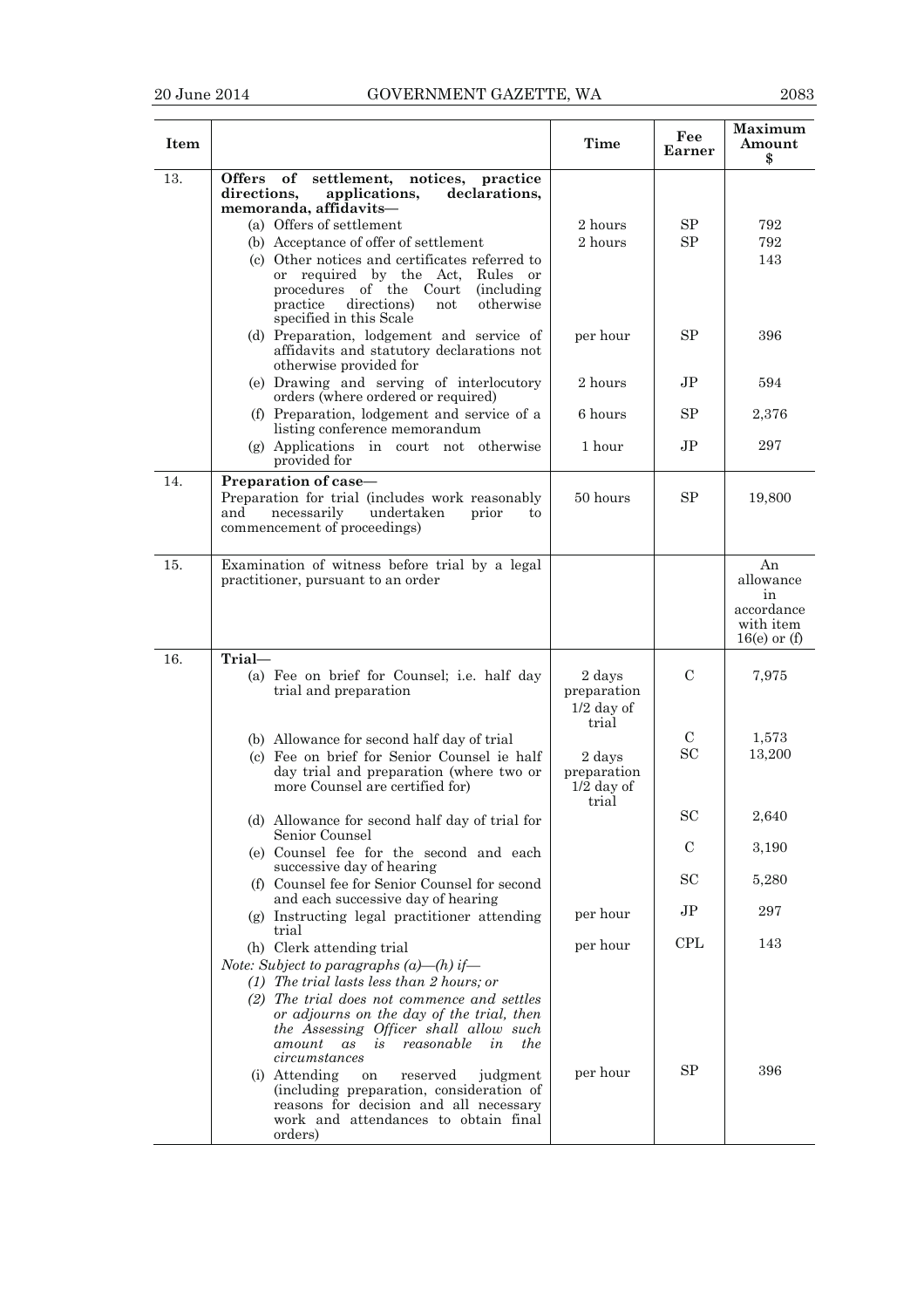| Item | | Time | Fee Earner | Maximum Amount $ |
|---|---|---|---|---|
| 13. | **Offers of settlement, notices, practice directions, applications, declarations, memoranda, affidavits—** | | | |
| | (a) Offers of settlement | 2 hours | SP | 792 |
| | (b) Acceptance of offer of settlement | 2 hours | SP | 792 |
| | (c) Other notices and certificates referred to or required by the Act, Rules or procedures of the Court (including practice directions) not otherwise specified in this Scale | | | 143 |
| | (d) Preparation, lodgement and service of affidavits and statutory declarations not otherwise provided for | per hour | SP | 396 |
| | (e) Drawing and serving of interlocutory orders (where ordered or required) | 2 hours | JP | 594 |
| | (f) Preparation, lodgement and service of a listing conference memorandum | 6 hours | SP | 2,376 |
| | (g) Applications in court not otherwise provided for | 1 hour | JP | 297 |
| 14. | **Preparation of case—** Preparation for trial (includes work reasonably and necessarily undertaken prior to commencement of proceedings) | 50 hours | SP | 19,800 |
| 15. | Examination of witness before trial by a legal practitioner, pursuant to an order | | | An allowance in accordance with item 16(e) or (f) |
| 16. | **Trial—** | | | |
| | (a) Fee on brief for Counsel; i.e. half day trial and preparation | 2 days preparation 1/2 day of trial | C | 7,975 |
| | (b) Allowance for second half day of trial | | C | 1,573 |
| | (c) Fee on brief for Senior Counsel ie half day trial and preparation (where two or more Counsel are certified for) | 2 days preparation 1/2 day of trial | SC | 13,200 |
| | (d) Allowance for second half day of trial for Senior Counsel | | SC | 2,640 |
| | (e) Counsel fee for the second and each successive day of hearing | | C | 3,190 |
| | (f) Counsel fee for Senior Counsel for second and each successive day of hearing | | SC | 5,280 |
| | (g) Instructing legal practitioner attending trial | per hour | JP | 297 |
| | (h) Clerk attending trial | per hour | CPL | 143 |
| | *Note: Subject to paragraphs (a)—(h) if—* *(1) The trial lasts less than 2 hours; or* *(2) The trial does not commence and settles or adjourns on the day of the trial, then the Assessing Officer shall allow such amount as is reasonable in the circumstances* | | | |
| | (i) Attending on reserved judgment (including preparation, consideration of reasons for decision and all necessary work and attendances to obtain final orders) | per hour | SP | 396 |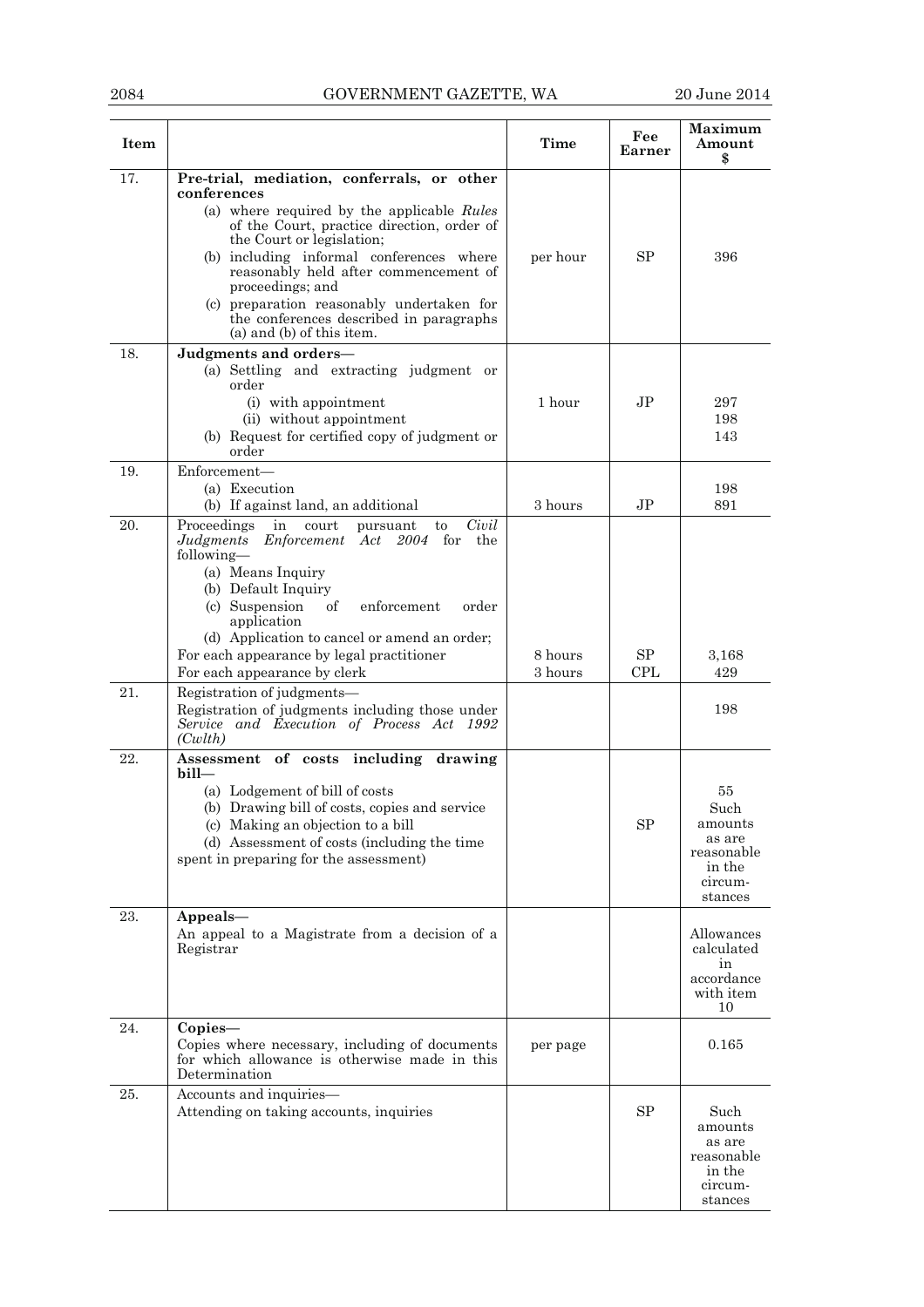| Item | | Time | Fee Earner | Maximum Amount $ |
|---|---|---|---|---|
| 17. | **Pre-trial, mediation, conferrals, or other conferences**<br>(a) where required by the applicable *Rules* of the Court, practice direction, order of the Court or legislation;<br>(b) including informal conferences where reasonably held after commencement of proceedings; and<br>(c) preparation reasonably undertaken for the conferences described in paragraphs (a) and (b) of this item. | per hour | SP | 396 |
| 18. | **Judgments and orders—**<br>(a) Settling and extracting judgment or order<br>(i) with appointment<br>(ii) without appointment<br>(b) Request for certified copy of judgment or order | 1 hour | JP | 297<br>198<br>143 |
| 19. | Enforcement—<br>(a) Execution<br>(b) If against land, an additional | 3 hours | JP | 198<br>891 |
| 20. | Proceedings in court pursuant to *Civil Judgments Enforcement Act 2004* for the following—<br>(a) Means Inquiry<br>(b) Default Inquiry<br>(c) Suspension of enforcement order application<br>(d) Application to cancel or amend an order;<br>For each appearance by legal practitioner<br>For each appearance by clerk | 8 hours<br>3 hours | SP<br>CPL | 3,168<br>429 |
| 21. | Registration of judgments—<br>Registration of judgments including those under *Service and Execution of Process Act 1992 (Cwlth)* | | | 198 |
| 22. | **Assessment of costs including drawing bill—**<br>(a) Lodgement of bill of costs<br>(b) Drawing bill of costs, copies and service<br>(c) Making an objection to a bill<br>(d) Assessment of costs (including the time spent in preparing for the assessment) | | SP | 55<br>Such amounts as are reasonable in the circumstances |
| 23. | **Appeals—**<br>An appeal to a Magistrate from a decision of a Registrar | | | Allowances calculated in accordance with item 10 |
| 24. | **Copies—**<br>Copies where necessary, including of documents for which allowance is otherwise made in this Determination | per page | | 0.165 |
| 25. | Accounts and inquiries—<br>Attending on taking accounts, inquiries | | SP | Such amounts as are reasonable in the circumstances |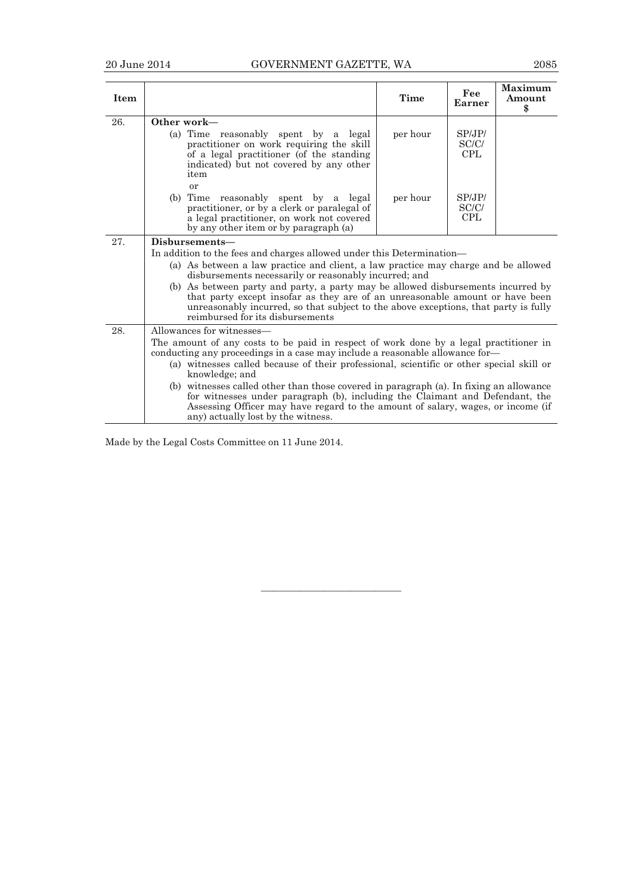| Item | | Time | Fee Earner | Maximum Amount $ |
|---|---|---|---|---|
| 26. | **Other work—** | | | |
| | (a) Time reasonably spent by a legal practitioner on work requiring the skill of a legal practitioner (of the standing indicated) but not covered by any other item | per hour | SP/JP/ SC/C/ CPL | |
| | or | | | |
| | (b) Time reasonably spent by a legal practitioner, or by a clerk or paralegal of a legal practitioner, on work not covered by any other item or by paragraph (a) | per hour | SP/JP/ SC/C/ CPL | |
| 27. | **Disbursements—** In addition to the fees and charges allowed under this Determination— (a) As between a law practice and client, a law practice may charge and be allowed disbursements necessarily or reasonably incurred; and (b) As between party and party, a party may be allowed disbursements incurred by that party except insofar as they are of an unreasonable amount or have been unreasonably incurred, so that subject to the above exceptions, that party is fully reimbursed for its disbursements | | | |
| 28. | Allowances for witnesses— The amount of any costs to be paid in respect of work done by a legal practitioner in conducting any proceedings in a case may include a reasonable allowance for— (a) witnesses called because of their professional, scientific or other special skill or knowledge; and (b) witnesses called other than those covered in paragraph (a). In fixing an allowance for witnesses under paragraph (b), including the Claimant and Defendant, the Assessing Officer may have regard to the amount of salary, wages, or income (if any) actually lost by the witness. | | | |

Made by the Legal Costs Committee on 11 June 2014.

———————————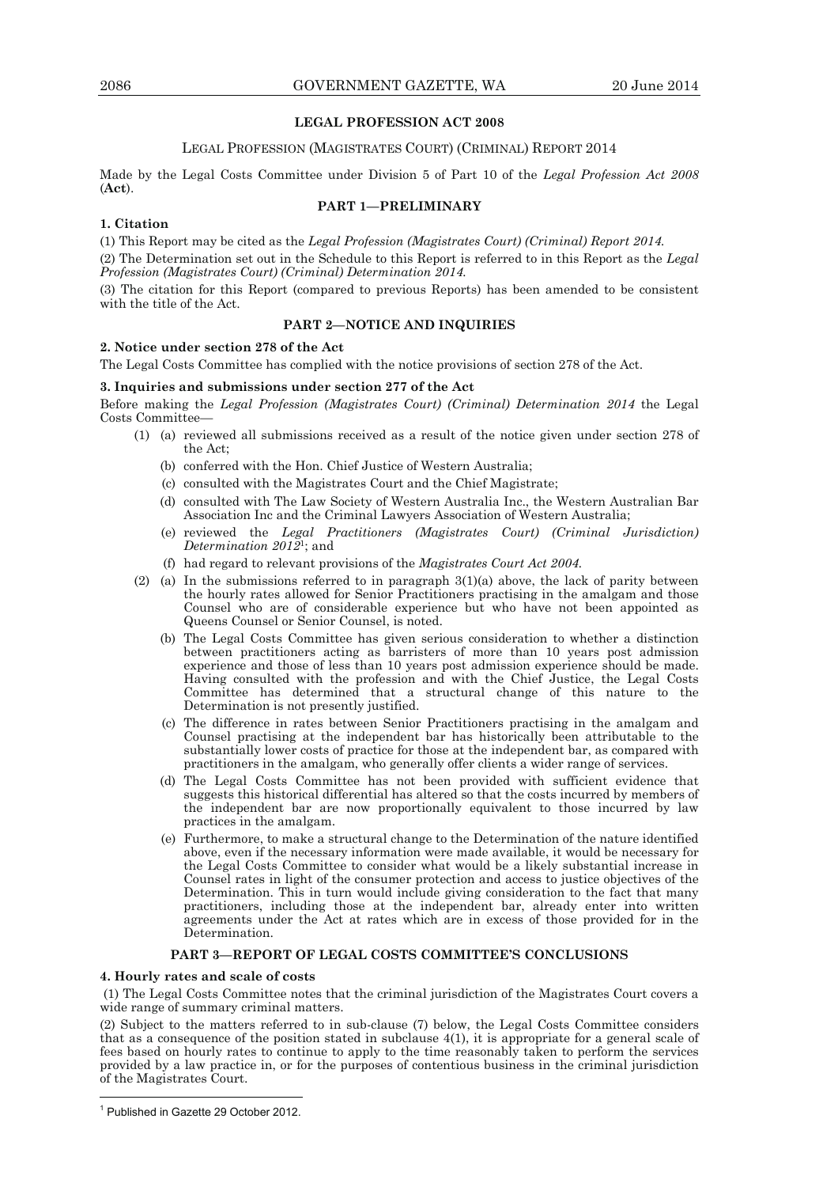## LEGAL PROFESSION ACT 2008

LEGAL PROFESSION (MAGISTRATES COURT) (CRIMINAL) REPORT 2014

Made by the Legal Costs Committee under Division 5 of Part 10 of the *Legal Profession Act 2008* (**Act**).

### PART 1—PRELIMINARY

**1. Citation**

(1) This Report may be cited as the *Legal Profession (Magistrates Court) (Criminal) Report 2014*.

(2) The Determination set out in the Schedule to this Report is referred to in this Report as the *Legal Profession (Magistrates Court) (Criminal) Determination 2014*.

(3) The citation for this Report (compared to previous Reports) has been amended to be consistent with the title of the Act.

### PART 2—NOTICE AND INQUIRIES

**2. Notice under section 278 of the Act**

The Legal Costs Committee has complied with the notice provisions of section 278 of the Act.

**3. Inquiries and submissions under section 277 of the Act**

Before making the *Legal Profession (Magistrates Court) (Criminal) Determination 2014* the Legal Costs Committee—

(1) (a) reviewed all submissions received as a result of the notice given under section 278 of the Act;

(b) conferred with the Hon. Chief Justice of Western Australia;

(c) consulted with the Magistrates Court and the Chief Magistrate;

(d) consulted with The Law Society of Western Australia Inc., the Western Australian Bar Association Inc and the Criminal Lawyers Association of Western Australia;

(e) reviewed the *Legal Practitioners (Magistrates Court) (Criminal Jurisdiction) Determination 2012*[1]; and

(f) had regard to relevant provisions of the *Magistrates Court Act 2004*.

(2) (a) In the submissions referred to in paragraph 3(1)(a) above, the lack of parity between the hourly rates allowed for Senior Practitioners practising in the amalgam and those Counsel who are of considerable experience but who have not been appointed as Queens Counsel or Senior Counsel, is noted.

(b) The Legal Costs Committee has given serious consideration to whether a distinction between practitioners acting as barristers of more than 10 years post admission experience and those of less than 10 years post admission experience should be made. Having consulted with the profession and with the Chief Justice, the Legal Costs Committee has determined that a structural change of this nature to the Determination is not presently justified.

(c) The difference in rates between Senior Practitioners practising in the amalgam and Counsel practising at the independent bar has historically been attributable to the substantially lower costs of practice for those at the independent bar, as compared with practitioners in the amalgam, who generally offer clients a wider range of services.

(d) The Legal Costs Committee has not been provided with sufficient evidence that suggests this historical differential has altered so that the costs incurred by members of the independent bar are now proportionally equivalent to those incurred by law practices in the amalgam.

(e) Furthermore, to make a structural change to the Determination of the nature identified above, even if the necessary information were made available, it would be necessary for the Legal Costs Committee to consider what would be a likely substantial increase in Counsel rates in light of the consumer protection and access to justice objectives of the Determination. This in turn would include giving consideration to the fact that many practitioners, including those at the independent bar, already enter into written agreements under the Act at rates which are in excess of those provided for in the Determination.

### PART 3—REPORT OF LEGAL COSTS COMMITTEE'S CONCLUSIONS

**4. Hourly rates and scale of costs**

(1) The Legal Costs Committee notes that the criminal jurisdiction of the Magistrates Court covers a wide range of summary criminal matters.

(2) Subject to the matters referred to in sub-clause (7) below, the Legal Costs Committee considers that as a consequence of the position stated in subclause 4(1), it is appropriate for a general scale of fees based on hourly rates to continue to apply to the time reasonably taken to perform the services provided by a law practice in, or for the purposes of contentious business in the criminal jurisdiction of the Magistrates Court.

---

[1] Published in Gazette 29 October 2012.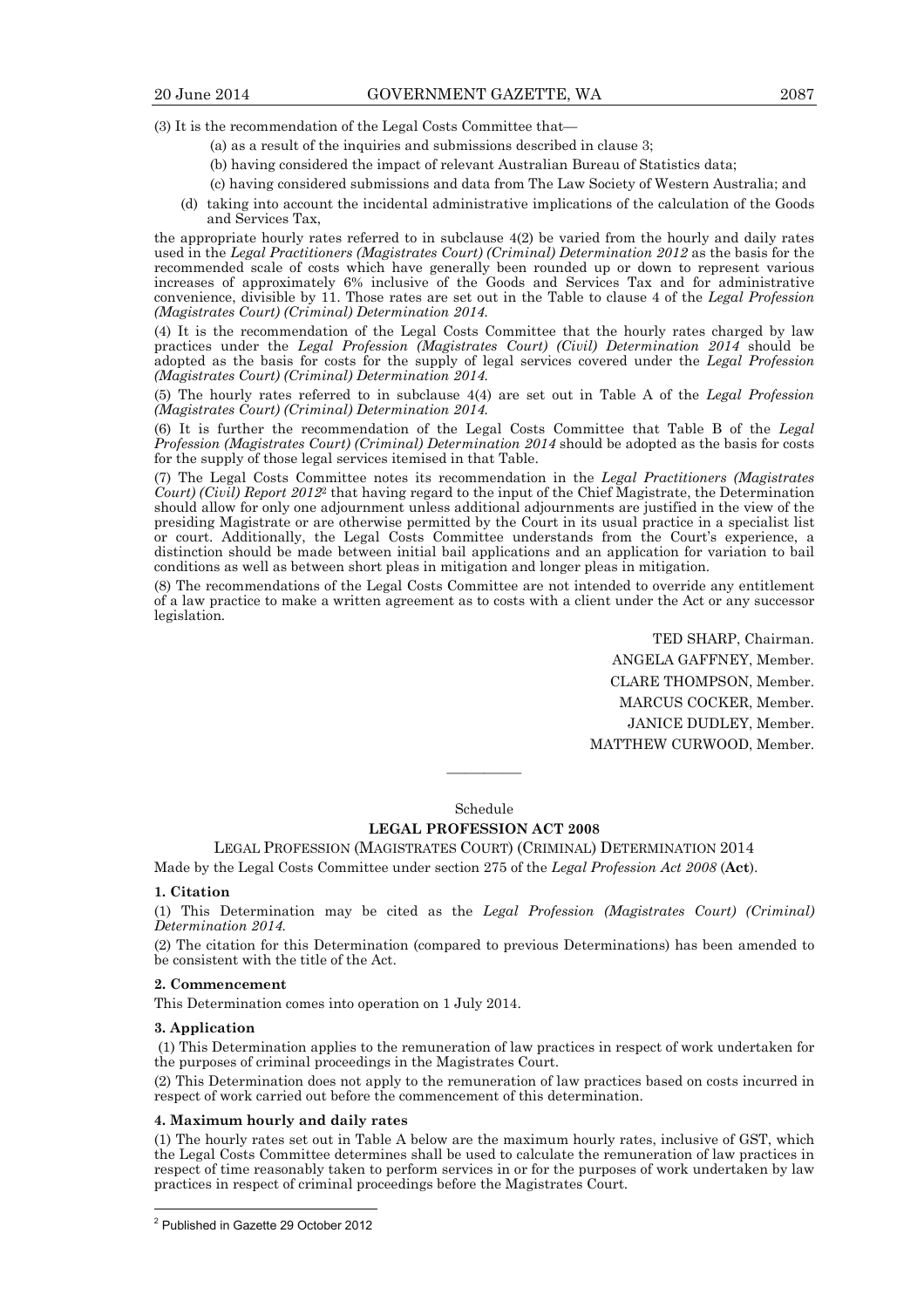(3) It is the recommendation of the Legal Costs Committee that—

- (a) as a result of the inquiries and submissions described in clause 3;
- (b) having considered the impact of relevant Australian Bureau of Statistics data;
- (c) having considered submissions and data from The Law Society of Western Australia; and
- (d) taking into account the incidental administrative implications of the calculation of the Goods and Services Tax,

the appropriate hourly rates referred to in subclause 4(2) be varied from the hourly and daily rates used in the *Legal Practitioners (Magistrates Court) (Criminal) Determination 2012* as the basis for the recommended scale of costs which have generally been rounded up or down to represent various increases of approximately 6% inclusive of the Goods and Services Tax and for administrative convenience, divisible by 11. Those rates are set out in the Table to clause 4 of the *Legal Profession (Magistrates Court) (Criminal) Determination 2014*.

(4) It is the recommendation of the Legal Costs Committee that the hourly rates charged by law practices under the *Legal Profession (Magistrates Court) (Civil) Determination 2014* should be adopted as the basis for costs for the supply of legal services covered under the *Legal Profession (Magistrates Court) (Criminal) Determination 2014*.

(5) The hourly rates referred to in subclause 4(4) are set out in Table A of the *Legal Profession (Magistrates Court) (Criminal) Determination 2014*.

(6) It is further the recommendation of the Legal Costs Committee that Table B of the *Legal Profession (Magistrates Court) (Criminal) Determination 2014* should be adopted as the basis for costs for the supply of those legal services itemised in that Table.

(7) The Legal Costs Committee notes its recommendation in the *Legal Practitioners (Magistrates Court) (Civil) Report 2012*[2] that having regard to the input of the Chief Magistrate, the Determination should allow for only one adjournment unless additional adjournments are justified in the view of the presiding Magistrate or are otherwise permitted by the Court in its usual practice in a specialist list or court. Additionally, the Legal Costs Committee understands from the Court's experience, a distinction should be made between initial bail applications and an application for variation to bail conditions as well as between short pleas in mitigation and longer pleas in mitigation.

(8) The recommendations of the Legal Costs Committee are not intended to override any entitlement of a law practice to make a written agreement as to costs with a client under the Act or any successor legislation.

TED SHARP, Chairman.
ANGELA GAFFNEY, Member.
CLARE THOMPSON, Member.
MARCUS COCKER, Member.
JANICE DUDLEY, Member.
MATTHEW CURWOOD, Member.

---

Schedule

## LEGAL PROFESSION ACT 2008

LEGAL PROFESSION (MAGISTRATES COURT) (CRIMINAL) DETERMINATION 2014

Made by the Legal Costs Committee under section 275 of the *Legal Profession Act 2008* (**Act**).

### 1. Citation

(1) This Determination may be cited as the *Legal Profession (Magistrates Court) (Criminal) Determination 2014*.

(2) The citation for this Determination (compared to previous Determinations) has been amended to be consistent with the title of the Act.

### 2. Commencement

This Determination comes into operation on 1 July 2014.

### 3. Application

(1) This Determination applies to the remuneration of law practices in respect of work undertaken for the purposes of criminal proceedings in the Magistrates Court.

(2) This Determination does not apply to the remuneration of law practices based on costs incurred in respect of work carried out before the commencement of this determination.

### 4. Maximum hourly and daily rates

(1) The hourly rates set out in Table A below are the maximum hourly rates, inclusive of GST, which the Legal Costs Committee determines shall be used to calculate the remuneration of law practices in respect of time reasonably taken to perform services in or for the purposes of work undertaken by law practices in respect of criminal proceedings before the Magistrates Court.

---

[2] Published in Gazette 29 October 2012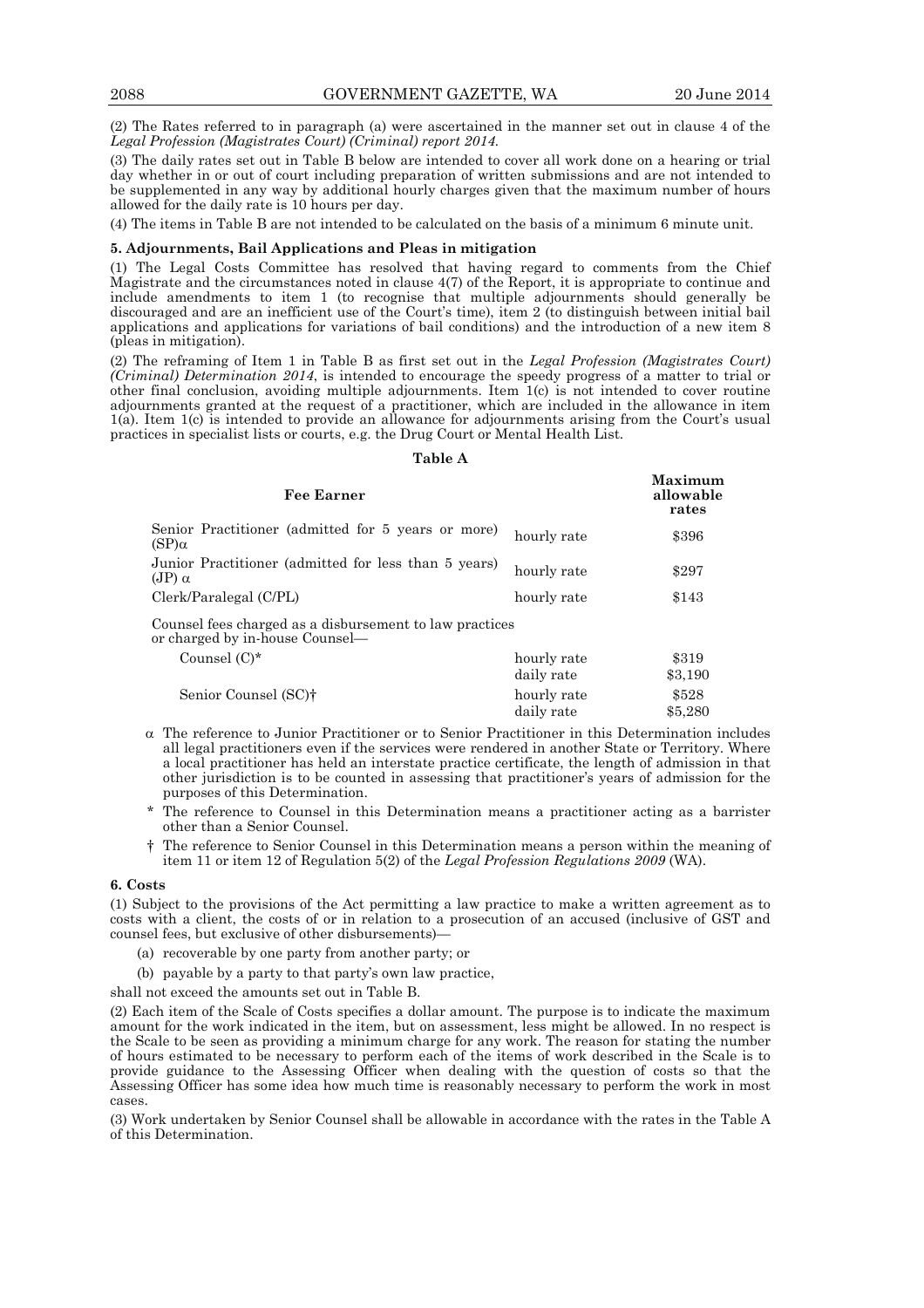(2) The Rates referred to in paragraph (a) were ascertained in the manner set out in clause 4 of the *Legal Profession (Magistrates Court) (Criminal) report 2014*.

(3) The daily rates set out in Table B below are intended to cover all work done on a hearing or trial day whether in or out of court including preparation of written submissions and are not intended to be supplemented in any way by additional hourly charges given that the maximum number of hours allowed for the daily rate is 10 hours per day.

(4) The items in Table B are not intended to be calculated on the basis of a minimum 6 minute unit.

**5. Adjournments, Bail Applications and Pleas in mitigation**

(1) The Legal Costs Committee has resolved that having regard to comments from the Chief Magistrate and the circumstances noted in clause 4(7) of the Report, it is appropriate to continue and include amendments to item 1 (to recognise that multiple adjournments should generally be discouraged and are an inefficient use of the Court's time), item 2 (to distinguish between initial bail applications and applications for variations of bail conditions) and the introduction of a new item 8 (pleas in mitigation).

(2) The reframing of Item 1 in Table B as first set out in the *Legal Profession (Magistrates Court) (Criminal) Determination 2014*, is intended to encourage the speedy progress of a matter to trial or other final conclusion, avoiding multiple adjournments. Item 1(c) is not intended to cover routine adjournments granted at the request of a practitioner, which are included in the allowance in item 1(a). Item 1(c) is intended to provide an allowance for adjournments arising from the Court's usual practices in specialist lists or courts, e.g. the Drug Court or Mental Health List.

**Table A**

| Fee Earner | | Maximum allowable rates |
|---|---|---|
| Senior Practitioner (admitted for 5 years or more) (SP)α | hourly rate | $396 |
| Junior Practitioner (admitted for less than 5 years) (JP) α | hourly rate | $297 |
| Clerk/Paralegal (C/PL) | hourly rate | $143 |
| Counsel fees charged as a disbursement to law practices or charged by in-house Counsel— | | |
| Counsel (C)* | hourly rate | $319 |
| | daily rate | $3,190 |
| Senior Counsel (SC)† | hourly rate | $528 |
| | daily rate | $5,280 |

α The reference to Junior Practitioner or to Senior Practitioner in this Determination includes all legal practitioners even if the services were rendered in another State or Territory. Where a local practitioner has held an interstate practice certificate, the length of admission in that other jurisdiction is to be counted in assessing that practitioner's years of admission for the purposes of this Determination.

\* The reference to Counsel in this Determination means a practitioner acting as a barrister other than a Senior Counsel.

† The reference to Senior Counsel in this Determination means a person within the meaning of item 11 or item 12 of Regulation 5(2) of the *Legal Profession Regulations 2009* (WA).

**6. Costs**

(1) Subject to the provisions of the Act permitting a law practice to make a written agreement as to costs with a client, the costs of or in relation to a prosecution of an accused (inclusive of GST and counsel fees, but exclusive of other disbursements)—

(a) recoverable by one party from another party; or

(b) payable by a party to that party's own law practice,

shall not exceed the amounts set out in Table B.

(2) Each item of the Scale of Costs specifies a dollar amount. The purpose is to indicate the maximum amount for the work indicated in the item, but on assessment, less might be allowed. In no respect is the Scale to be seen as providing a minimum charge for any work. The reason for stating the number of hours estimated to be necessary to perform each of the items of work described in the Scale is to provide guidance to the Assessing Officer when dealing with the question of costs so that the Assessing Officer has some idea how much time is reasonably necessary to perform the work in most cases.

(3) Work undertaken by Senior Counsel shall be allowable in accordance with the rates in the Table A of this Determination.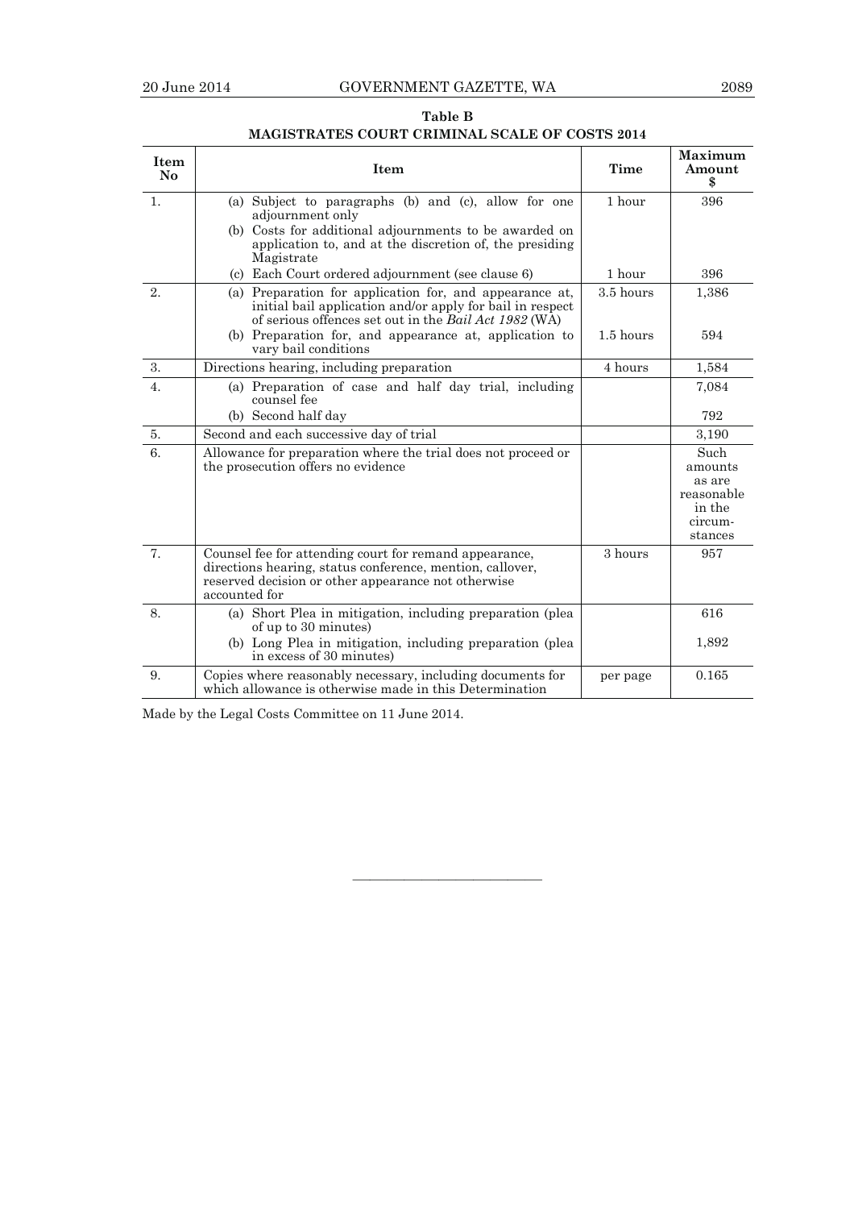**Table B**

**MAGISTRATES COURT CRIMINAL SCALE OF COSTS 2014**

| Item No | Item | Time | Maximum Amount $ |
|---|---|---|---|
| 1. | (a) Subject to paragraphs (b) and (c), allow for one adjournment only | 1 hour | 396 |
| | (b) Costs for additional adjournments to be awarded on application to, and at the discretion of, the presiding Magistrate | | |
| | (c) Each Court ordered adjournment (see clause 6) | 1 hour | 396 |
| 2. | (a) Preparation for application for, and appearance at, initial bail application and/or apply for bail in respect of serious offences set out in the *Bail Act 1982* (WA) | 3.5 hours | 1,386 |
| | (b) Preparation for, and appearance at, application to vary bail conditions | 1.5 hours | 594 |
| 3. | Directions hearing, including preparation | 4 hours | 1,584 |
| 4. | (a) Preparation of case and half day trial, including counsel fee | | 7,084 |
| | (b) Second half day | | 792 |
| 5. | Second and each successive day of trial | | 3,190 |
| 6. | Allowance for preparation where the trial does not proceed or the prosecution offers no evidence | | Such amounts as are reasonable in the circumstances |
| 7. | Counsel fee for attending court for remand appearance, directions hearing, status conference, mention, callover, reserved decision or other appearance not otherwise accounted for | 3 hours | 957 |
| 8. | (a) Short Plea in mitigation, including preparation (plea of up to 30 minutes) | | 616 |
| | (b) Long Plea in mitigation, including preparation (plea in excess of 30 minutes) | | 1,892 |
| 9. | Copies where reasonably necessary, including documents for which allowance is otherwise made in this Determination | per page | 0.165 |

Made by the Legal Costs Committee on 11 June 2014.

---